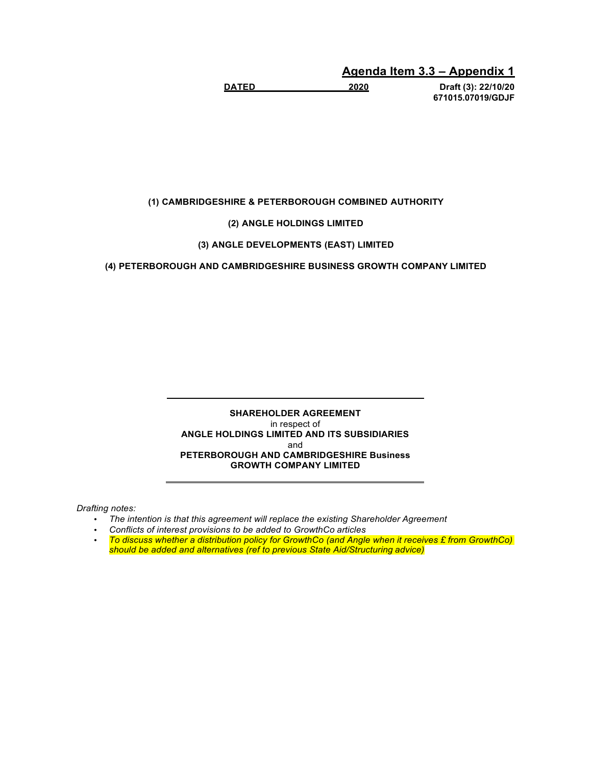**Agenda Item 3.3 – Appendix 1**

**DATED 2020** **Draft (3): 22/10/20**
**671015.07019/GDJF**

**(1) CAMBRIDGESHIRE & PETERBOROUGH COMBINED AUTHORITY**

**(2) ANGLE HOLDINGS LIMITED**

**(3) ANGLE DEVELOPMENTS (EAST) LIMITED**

**(4) PETERBOROUGH AND CAMBRIDGESHIRE BUSINESS GROWTH COMPANY LIMITED**

---

**SHAREHOLDER AGREEMENT**
in respect of
**ANGLE HOLDINGS LIMITED AND ITS SUBSIDIARIES**
and
**PETERBOROUGH AND CAMBRIDGESHIRE Business GROWTH COMPANY LIMITED**

---

*Drafting notes:*

- *The intention is that this agreement will replace the existing Shareholder Agreement*
- *Conflicts of interest provisions to be added to GrowthCo articles*
- *To discuss whether a distribution policy for GrowthCo (and Angle when it receives £ from GrowthCo) should be added and alternatives (ref to previous State Aid/Structuring advice)*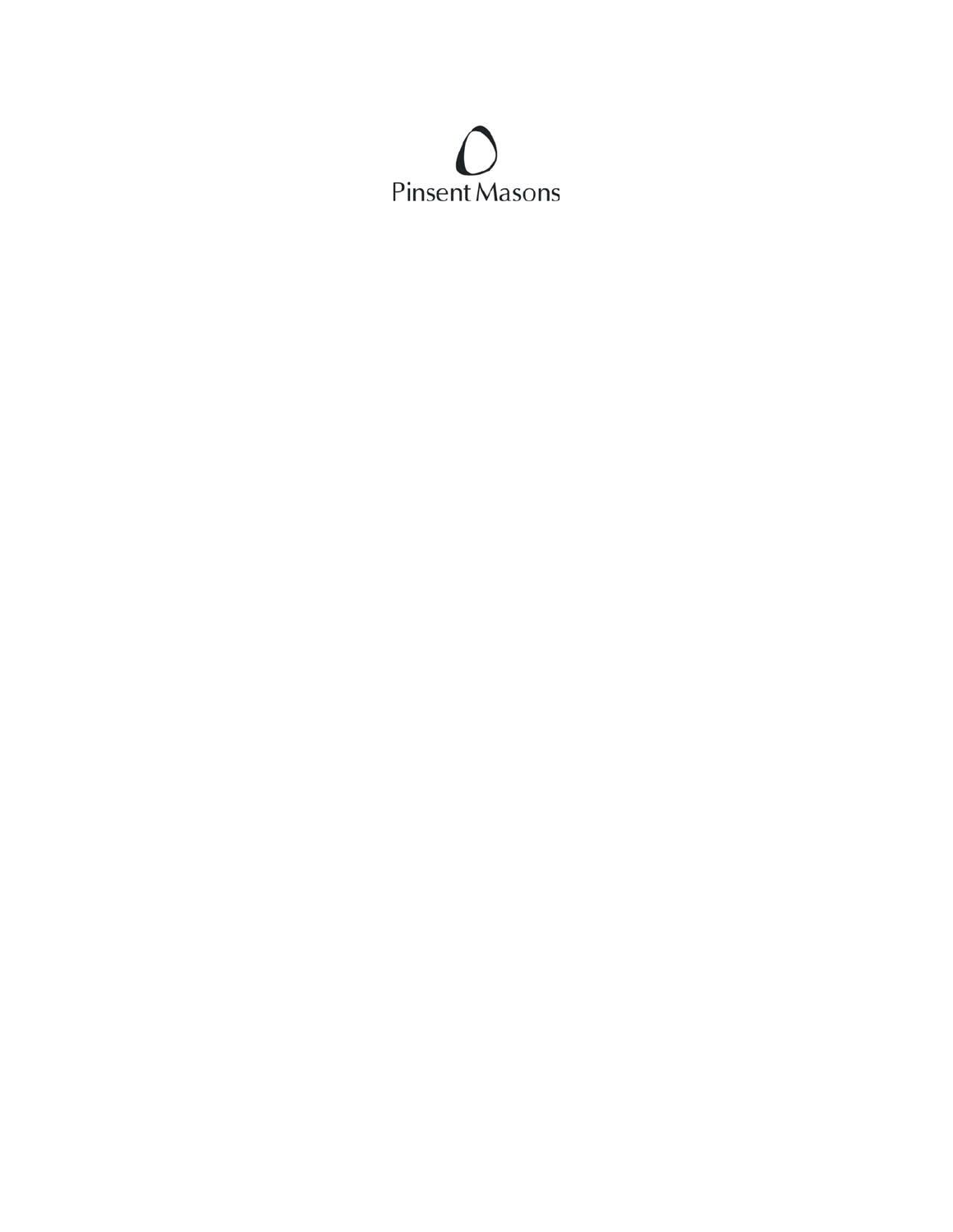Pinsent Masons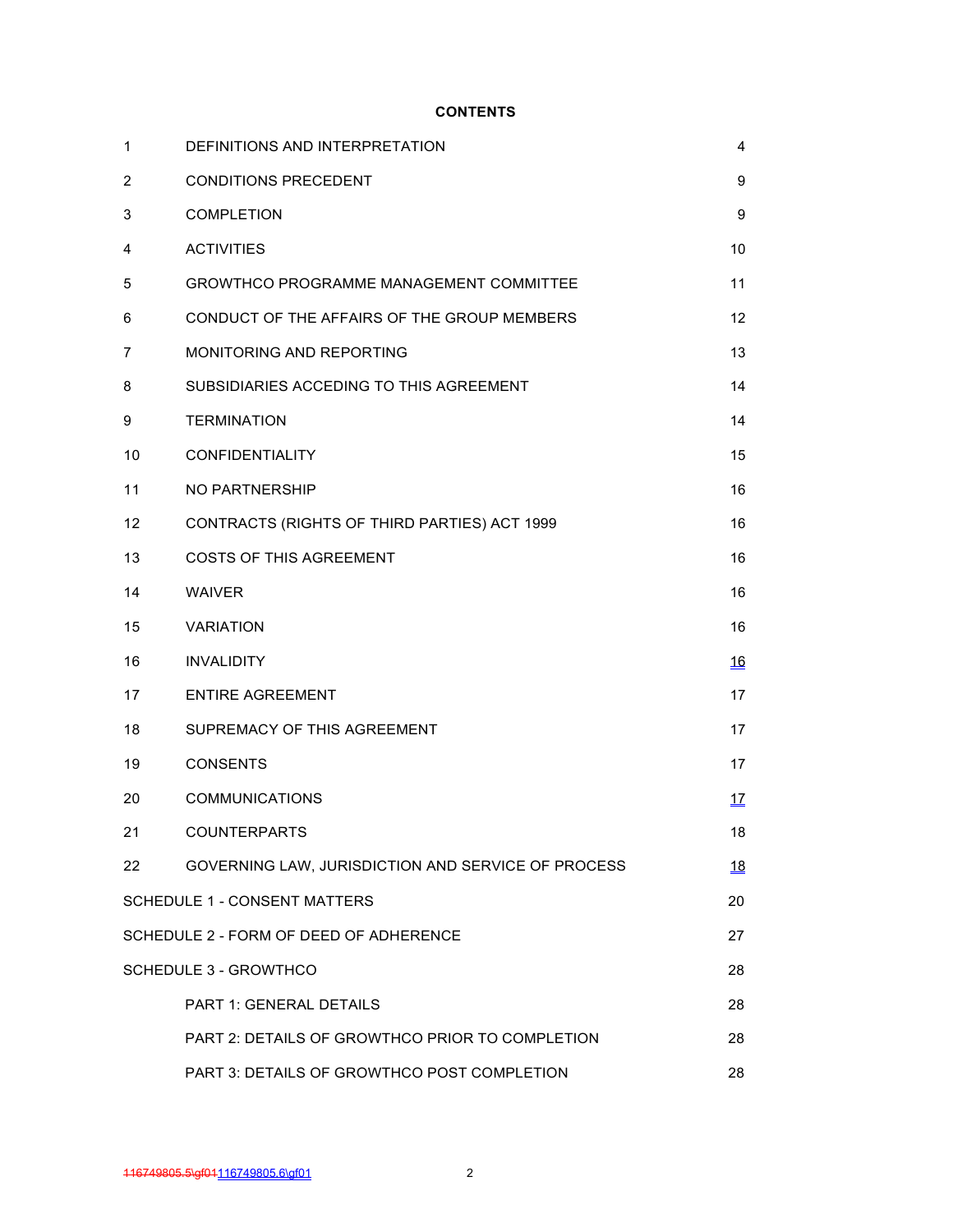**CONTENTS**

| | | |
|---|---|---|
| 1 | DEFINITIONS AND INTERPRETATION | 4 |
| 2 | CONDITIONS PRECEDENT | 9 |
| 3 | COMPLETION | 9 |
| 4 | ACTIVITIES | 10 |
| 5 | GROWTHCO PROGRAMME MANAGEMENT COMMITTEE | 11 |
| 6 | CONDUCT OF THE AFFAIRS OF THE GROUP MEMBERS | 12 |
| 7 | MONITORING AND REPORTING | 13 |
| 8 | SUBSIDIARIES ACCEDING TO THIS AGREEMENT | 14 |
| 9 | TERMINATION | 14 |
| 10 | CONFIDENTIALITY | 15 |
| 11 | NO PARTNERSHIP | 16 |
| 12 | CONTRACTS (RIGHTS OF THIRD PARTIES) ACT 1999 | 16 |
| 13 | COSTS OF THIS AGREEMENT | 16 |
| 14 | WAIVER | 16 |
| 15 | VARIATION | 16 |
| 16 | INVALIDITY | 16 |
| 17 | ENTIRE AGREEMENT | 17 |
| 18 | SUPREMACY OF THIS AGREEMENT | 17 |
| 19 | CONSENTS | 17 |
| 20 | COMMUNICATIONS | 17 |
| 21 | COUNTERPARTS | 18 |
| 22 | GOVERNING LAW, JURISDICTION AND SERVICE OF PROCESS | 18 |
| SCHEDULE 1 - CONSENT MATTERS | | 20 |
| SCHEDULE 2 - FORM OF DEED OF ADHERENCE | | 27 |
| SCHEDULE 3 - GROWTHCO | | 28 |
| | PART 1: GENERAL DETAILS | 28 |
| | PART 2: DETAILS OF GROWTHCO PRIOR TO COMPLETION | 28 |
| | PART 3: DETAILS OF GROWTHCO POST COMPLETION | 28 |

~~116749805.5\gf01~~116749805.6\gf01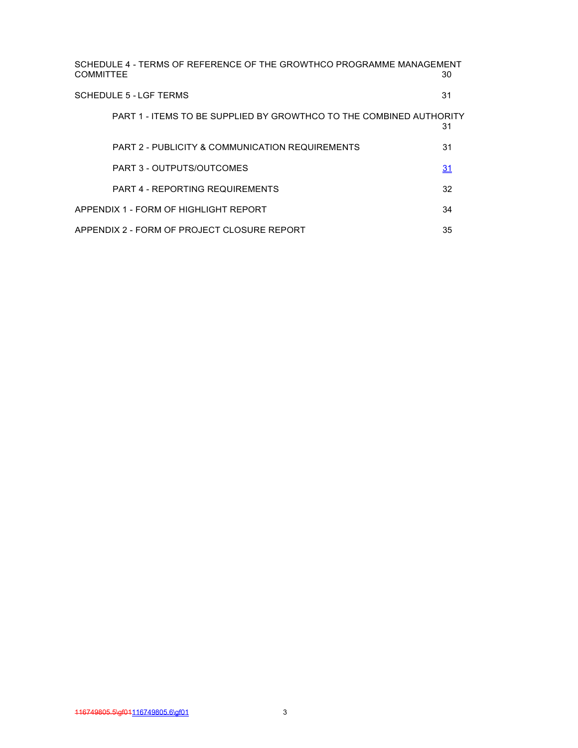SCHEDULE 4 - TERMS OF REFERENCE OF THE GROWTHCO PROGRAMME MANAGEMENT COMMITTEE 30

SCHEDULE 5 - LGF TERMS 31

PART 1 - ITEMS TO BE SUPPLIED BY GROWTHCO TO THE COMBINED AUTHORITY 31

PART 2 - PUBLICITY & COMMUNICATION REQUIREMENTS 31

PART 3 - OUTPUTS/OUTCOMES 31

PART 4 - REPORTING REQUIREMENTS 32

APPENDIX 1 - FORM OF HIGHLIGHT REPORT 34

APPENDIX 2 - FORM OF PROJECT CLOSURE REPORT 35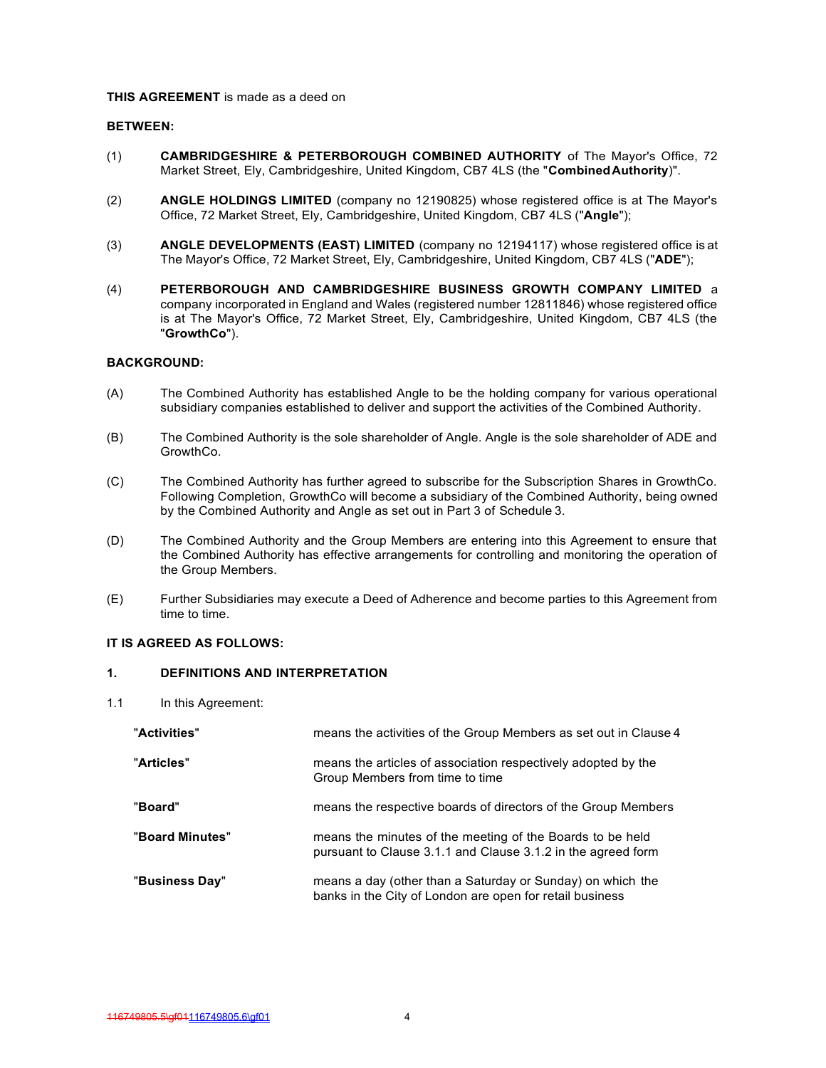**THIS AGREEMENT** is made as a deed on

**BETWEEN:**

(1) **CAMBRIDGESHIRE & PETERBOROUGH COMBINED AUTHORITY** of The Mayor's Office, 72 Market Street, Ely, Cambridgeshire, United Kingdom, CB7 4LS (the "**Combined Authority**)".

(2) **ANGLE HOLDINGS LIMITED** (company no 12190825) whose registered office is at The Mayor's Office, 72 Market Street, Ely, Cambridgeshire, United Kingdom, CB7 4LS ("**Angle**");

(3) **ANGLE DEVELOPMENTS (EAST) LIMITED** (company no 12194117) whose registered office is at The Mayor's Office, 72 Market Street, Ely, Cambridgeshire, United Kingdom, CB7 4LS ("**ADE**");

(4) **PETERBOROUGH AND CAMBRIDGESHIRE BUSINESS GROWTH COMPANY LIMITED** a company incorporated in England and Wales (registered number 12811846) whose registered office is at The Mayor's Office, 72 Market Street, Ely, Cambridgeshire, United Kingdom, CB7 4LS (the "**GrowthCo**").

**BACKGROUND:**

(A) The Combined Authority has established Angle to be the holding company for various operational subsidiary companies established to deliver and support the activities of the Combined Authority.

(B) The Combined Authority is the sole shareholder of Angle. Angle is the sole shareholder of ADE and GrowthCo.

(C) The Combined Authority has further agreed to subscribe for the Subscription Shares in GrowthCo. Following Completion, GrowthCo will become a subsidiary of the Combined Authority, being owned by the Combined Authority and Angle as set out in Part 3 of Schedule 3.

(D) The Combined Authority and the Group Members are entering into this Agreement to ensure that the Combined Authority has effective arrangements for controlling and monitoring the operation of the Group Members.

(E) Further Subsidiaries may execute a Deed of Adherence and become parties to this Agreement from time to time.

**IT IS AGREED AS FOLLOWS:**

## 1. DEFINITIONS AND INTERPRETATION

1.1 In this Agreement:

| | |
|---|---|
| "**Activities**" | means the activities of the Group Members as set out in Clause 4 |
| "**Articles**" | means the articles of association respectively adopted by the Group Members from time to time |
| "**Board**" | means the respective boards of directors of the Group Members |
| "**Board Minutes**" | means the minutes of the meeting of the Boards to be held pursuant to Clause 3.1.1 and Clause 3.1.2 in the agreed form |
| "**Business Day**" | means a day (other than a Saturday or Sunday) on which the banks in the City of London are open for retail business |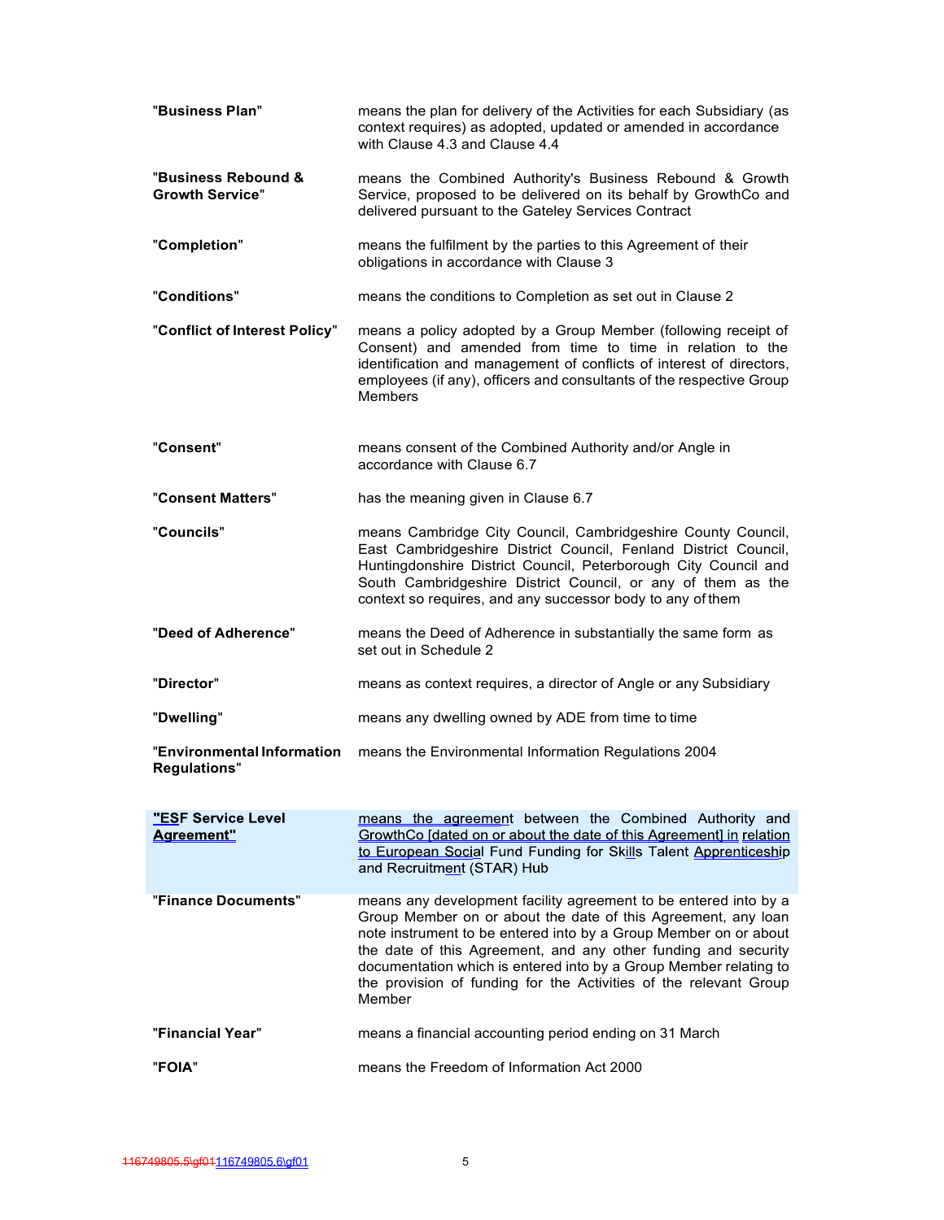| | |
|---|---|
| "**Business Plan**" | means the plan for delivery of the Activities for each Subsidiary (as context requires) as adopted, updated or amended in accordance with Clause 4.3 and Clause 4.4 |
| "**Business Rebound & Growth Service**" | means the Combined Authority's Business Rebound & Growth Service, proposed to be delivered on its behalf by GrowthCo and delivered pursuant to the Gateley Services Contract |
| "**Completion**" | means the fulfilment by the parties to this Agreement of their obligations in accordance with Clause 3 |
| "**Conditions**" | means the conditions to Completion as set out in Clause 2 |
| "**Conflict of Interest Policy**" | means a policy adopted by a Group Member (following receipt of Consent) and amended from time to time in relation to the identification and management of conflicts of interest of directors, employees (if any), officers and consultants of the respective Group Members |
| "**Consent**" | means consent of the Combined Authority and/or Angle in accordance with Clause 6.7 |
| "**Consent Matters**" | has the meaning given in Clause 6.7 |
| "**Councils**" | means Cambridge City Council, Cambridgeshire County Council, East Cambridgeshire District Council, Fenland District Council, Huntingdonshire District Council, Peterborough City Council and South Cambridgeshire District Council, or any of them as the context so requires, and any successor body to any of them |
| "**Deed of Adherence**" | means the Deed of Adherence in substantially the same form as set out in Schedule 2 |
| "**Director**" | means as context requires, a director of Angle or any Subsidiary |
| "**Dwelling**" | means any dwelling owned by ADE from time to time |
| "**Environmental Information Regulations**" | means the Environmental Information Regulations 2004 |
| "**ESF Service Level Agreement**" | means the agreement between the Combined Authority and GrowthCo [dated on or about the date of this Agreement] in relation to European Social Fund Funding for Skills Talent Apprenticeship and Recruitment (STAR) Hub |
| "**Finance Documents**" | means any development facility agreement to be entered into by a Group Member on or about the date of this Agreement, any loan note instrument to be entered into by a Group Member on or about the date of this Agreement, and any other funding and security documentation which is entered into by a Group Member relating to the provision of funding for the Activities of the relevant Group Member |
| "**Financial Year**" | means a financial accounting period ending on 31 March |
| "**FOIA**" | means the Freedom of Information Act 2000 |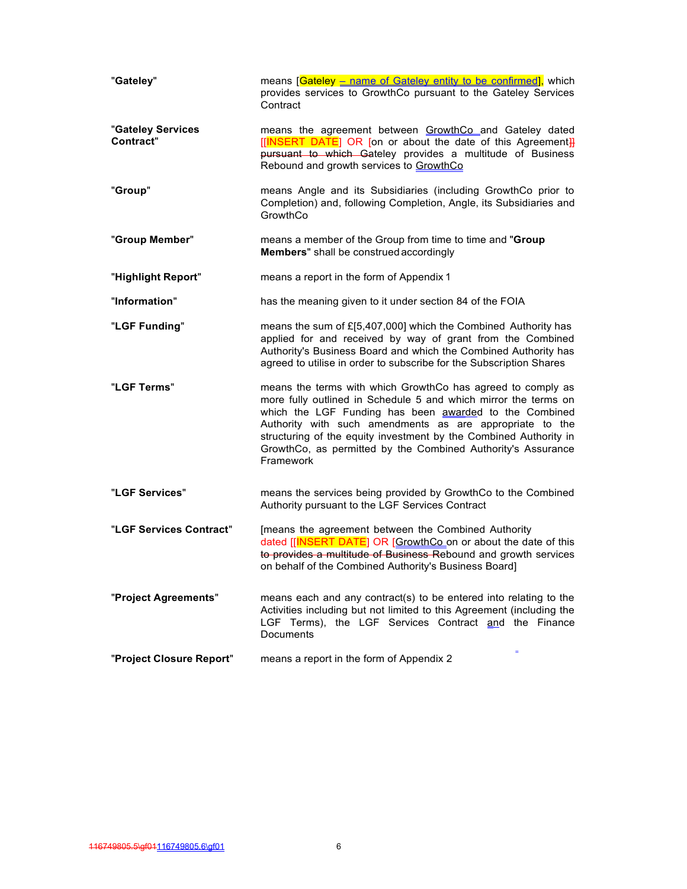| | |
|---|---|
| **"Gateley"** | means [Gateley – name of Gateley entity to be confirmed], which provides services to GrowthCo pursuant to the Gateley Services Contract |
| **"Gateley Services Contract"** | means the agreement between GrowthCo and Gateley dated [[INSERT DATE] OR [on or about the date of this Agreement]] pursuant to which Gateley provides a multitude of Business Rebound and growth services to GrowthCo |
| **"Group"** | means Angle and its Subsidiaries (including GrowthCo prior to Completion) and, following Completion, Angle, its Subsidiaries and GrowthCo |
| **"Group Member"** | means a member of the Group from time to time and "**Group Members**" shall be construed accordingly |
| **"Highlight Report"** | means a report in the form of Appendix 1 |
| **"Information"** | has the meaning given to it under section 84 of the FOIA |
| **"LGF Funding"** | means the sum of £[5,407,000] which the Combined Authority has applied for and received by way of grant from the Combined Authority's Business Board and which the Combined Authority has agreed to utilise in order to subscribe for the Subscription Shares |
| **"LGF Terms"** | means the terms with which GrowthCo has agreed to comply as more fully outlined in Schedule 5 and which mirror the terms on which the LGF Funding has been awarded to the Combined Authority with such amendments as are appropriate to the structuring of the equity investment by the Combined Authority in GrowthCo, as permitted by the Combined Authority's Assurance Framework |
| **"LGF Services"** | means the services being provided by GrowthCo to the Combined Authority pursuant to the LGF Services Contract |
| **"LGF Services Contract"** | [means the agreement between the Combined Authority dated [[INSERT DATE] OR [GrowthCo on or about the date of this to provides a multitude of Business Rebound and growth services on behalf of the Combined Authority's Business Board] |
| **"Project Agreements"** | means each and any contract(s) to be entered into relating to the Activities including but not limited to this Agreement (including the LGF Terms), the LGF Services Contract and the Finance Documents |
| **"Project Closure Report"** | means a report in the form of Appendix 2 |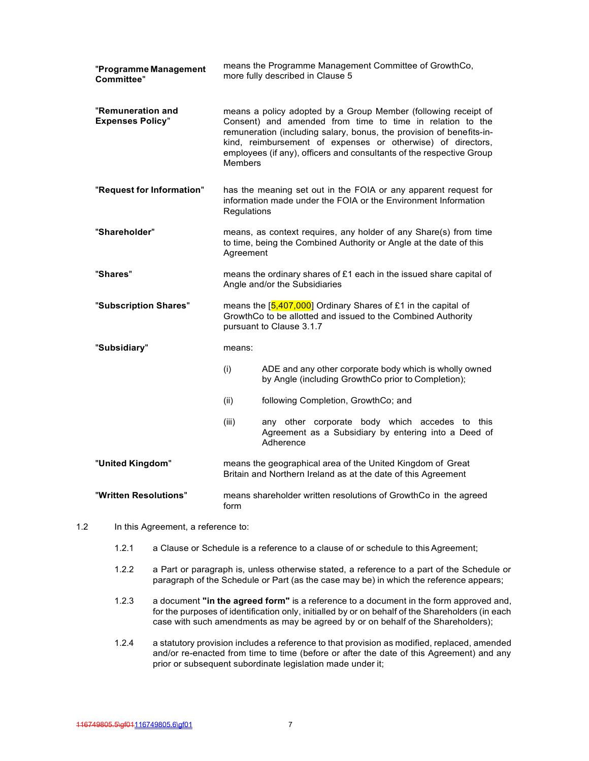| | |
|---|---|
| "**Programme Management Committee**" | means the Programme Management Committee of GrowthCo, more fully described in Clause 5 |
| "**Remuneration and Expenses Policy**" | means a policy adopted by a Group Member (following receipt of Consent) and amended from time to time in relation to the remuneration (including salary, bonus, the provision of benefits-in-kind, reimbursement of expenses or otherwise) of directors, employees (if any), officers and consultants of the respective Group Members |
| "**Request for Information**" | has the meaning set out in the FOIA or any apparent request for information made under the FOIA or the Environment Information Regulations |
| "**Shareholder**" | means, as context requires, any holder of any Share(s) from time to time, being the Combined Authority or Angle at the date of this Agreement |
| "**Shares**" | means the ordinary shares of £1 each in the issued share capital of Angle and/or the Subsidiaries |
| "**Subscription Shares**" | means the [5,407,000] Ordinary Shares of £1 in the capital of GrowthCo to be allotted and issued to the Combined Authority pursuant to Clause 3.1.7 |
| "**Subsidiary**" | means:<br>(i) ADE and any other corporate body which is wholly owned by Angle (including GrowthCo prior to Completion);<br>(ii) following Completion, GrowthCo; and<br>(iii) any other corporate body which accedes to this Agreement as a Subsidiary by entering into a Deed of Adherence |
| "**United Kingdom**" | means the geographical area of the United Kingdom of Great Britain and Northern Ireland as at the date of this Agreement |
| "**Written Resolutions**" | means shareholder written resolutions of GrowthCo in the agreed form |

1.2 In this Agreement, a reference to:

1.2.1 a Clause or Schedule is a reference to a clause of or schedule to this Agreement;

1.2.2 a Part or paragraph is, unless otherwise stated, a reference to a part of the Schedule or paragraph of the Schedule or Part (as the case may be) in which the reference appears;

1.2.3 a document **"in the agreed form"** is a reference to a document in the form approved and, for the purposes of identification only, initialled by or on behalf of the Shareholders (in each case with such amendments as may be agreed by or on behalf of the Shareholders);

1.2.4 a statutory provision includes a reference to that provision as modified, replaced, amended and/or re-enacted from time to time (before or after the date of this Agreement) and any prior or subsequent subordinate legislation made under it;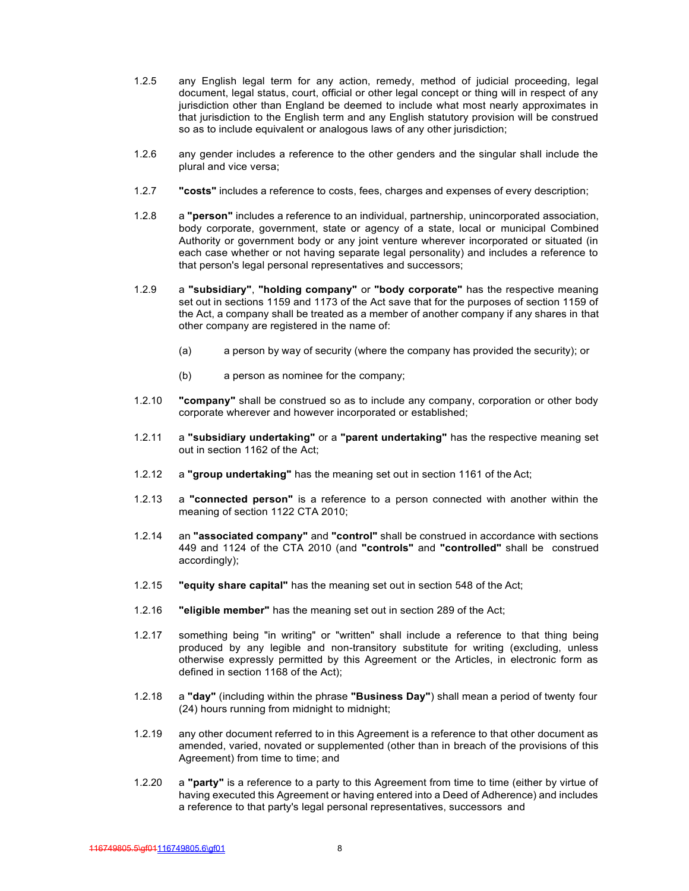1.2.5 any English legal term for any action, remedy, method of judicial proceeding, legal document, legal status, court, official or other legal concept or thing will in respect of any jurisdiction other than England be deemed to include what most nearly approximates in that jurisdiction to the English term and any English statutory provision will be construed so as to include equivalent or analogous laws of any other jurisdiction;

1.2.6 any gender includes a reference to the other genders and the singular shall include the plural and vice versa;

1.2.7 **"costs"** includes a reference to costs, fees, charges and expenses of every description;

1.2.8 a **"person"** includes a reference to an individual, partnership, unincorporated association, body corporate, government, state or agency of a state, local or municipal Combined Authority or government body or any joint venture wherever incorporated or situated (in each case whether or not having separate legal personality) and includes a reference to that person's legal personal representatives and successors;

1.2.9 a **"subsidiary"**, **"holding company"** or **"body corporate"** has the respective meaning set out in sections 1159 and 1173 of the Act save that for the purposes of section 1159 of the Act, a company shall be treated as a member of another company if any shares in that other company are registered in the name of:

(a) a person by way of security (where the company has provided the security); or

(b) a person as nominee for the company;

1.2.10 **"company"** shall be construed so as to include any company, corporation or other body corporate wherever and however incorporated or established;

1.2.11 a **"subsidiary undertaking"** or a **"parent undertaking"** has the respective meaning set out in section 1162 of the Act;

1.2.12 a **"group undertaking"** has the meaning set out in section 1161 of the Act;

1.2.13 a **"connected person"** is a reference to a person connected with another within the meaning of section 1122 CTA 2010;

1.2.14 an **"associated company"** and **"control"** shall be construed in accordance with sections 449 and 1124 of the CTA 2010 (and **"controls"** and **"controlled"** shall be construed accordingly);

1.2.15 **"equity share capital"** has the meaning set out in section 548 of the Act;

1.2.16 **"eligible member"** has the meaning set out in section 289 of the Act;

1.2.17 something being "in writing" or "written" shall include a reference to that thing being produced by any legible and non-transitory substitute for writing (excluding, unless otherwise expressly permitted by this Agreement or the Articles, in electronic form as defined in section 1168 of the Act);

1.2.18 a **"day"** (including within the phrase **"Business Day"**) shall mean a period of twenty four (24) hours running from midnight to midnight;

1.2.19 any other document referred to in this Agreement is a reference to that other document as amended, varied, novated or supplemented (other than in breach of the provisions of this Agreement) from time to time; and

1.2.20 a **"party"** is a reference to a party to this Agreement from time to time (either by virtue of having executed this Agreement or having entered into a Deed of Adherence) and includes a reference to that party's legal personal representatives, successors and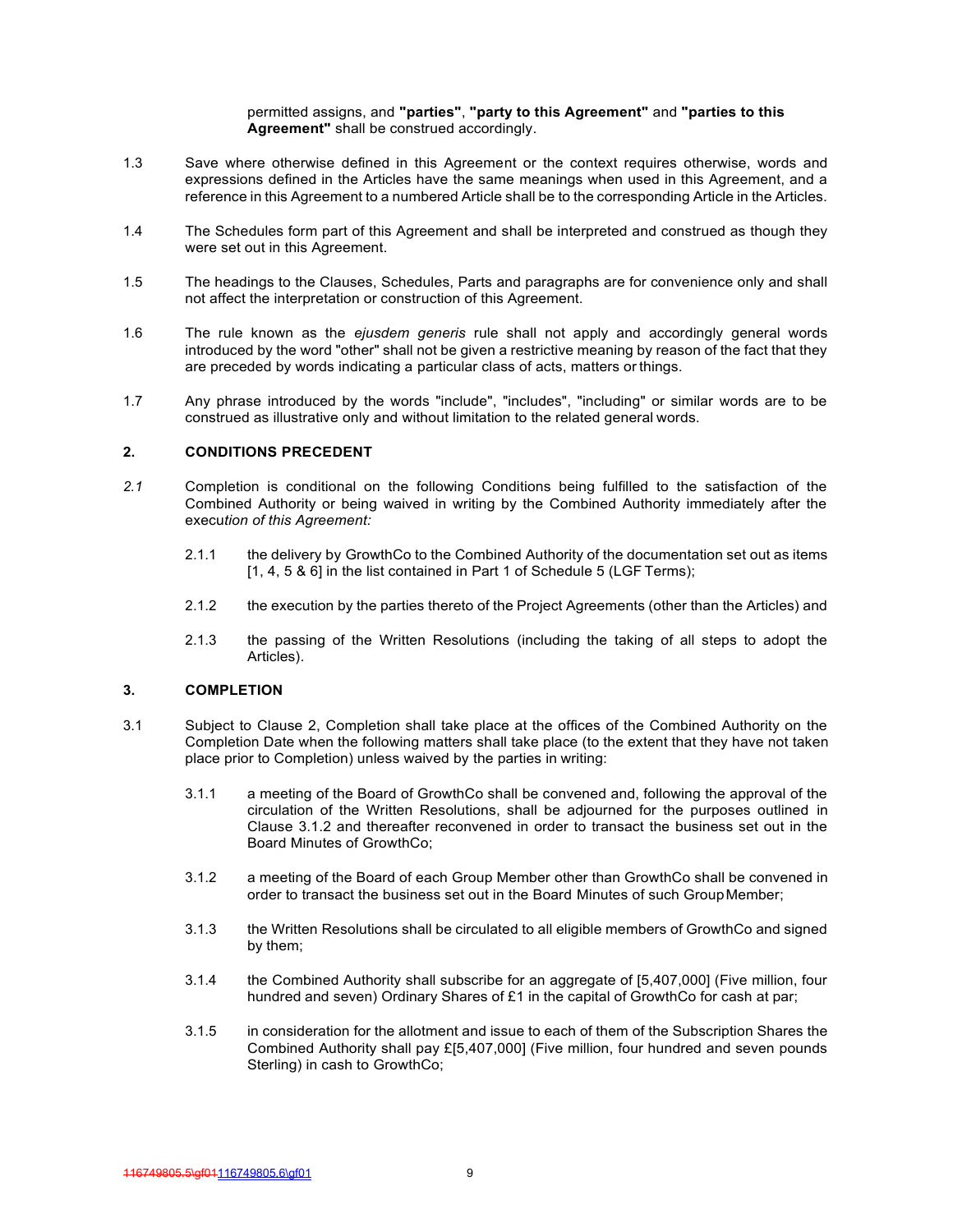permitted assigns, and **"parties"**, **"party to this Agreement"** and **"parties to this Agreement"** shall be construed accordingly.

1.3 Save where otherwise defined in this Agreement or the context requires otherwise, words and expressions defined in the Articles have the same meanings when used in this Agreement, and a reference in this Agreement to a numbered Article shall be to the corresponding Article in the Articles.

1.4 The Schedules form part of this Agreement and shall be interpreted and construed as though they were set out in this Agreement.

1.5 The headings to the Clauses, Schedules, Parts and paragraphs are for convenience only and shall not affect the interpretation or construction of this Agreement.

1.6 The rule known as the *ejusdem generis* rule shall not apply and accordingly general words introduced by the word "other" shall not be given a restrictive meaning by reason of the fact that they are preceded by words indicating a particular class of acts, matters or things.

1.7 Any phrase introduced by the words "include", "includes", "including" or similar words are to be construed as illustrative only and without limitation to the related general words.

## 2. CONDITIONS PRECEDENT

*2.1* Completion is conditional on the following Conditions being fulfilled to the satisfaction of the Combined Authority or being waived in writing by the Combined Authority immediately after the execu*tion of this Agreement:*

2.1.1 the delivery by GrowthCo to the Combined Authority of the documentation set out as items [1, 4, 5 & 6] in the list contained in Part 1 of Schedule 5 (LGF Terms);

2.1.2 the execution by the parties thereto of the Project Agreements (other than the Articles) and

2.1.3 the passing of the Written Resolutions (including the taking of all steps to adopt the Articles).

## 3. COMPLETION

3.1 Subject to Clause 2, Completion shall take place at the offices of the Combined Authority on the Completion Date when the following matters shall take place (to the extent that they have not taken place prior to Completion) unless waived by the parties in writing:

3.1.1 a meeting of the Board of GrowthCo shall be convened and, following the approval of the circulation of the Written Resolutions, shall be adjourned for the purposes outlined in Clause 3.1.2 and thereafter reconvened in order to transact the business set out in the Board Minutes of GrowthCo;

3.1.2 a meeting of the Board of each Group Member other than GrowthCo shall be convened in order to transact the business set out in the Board Minutes of such Group Member;

3.1.3 the Written Resolutions shall be circulated to all eligible members of GrowthCo and signed by them;

3.1.4 the Combined Authority shall subscribe for an aggregate of [5,407,000] (Five million, four hundred and seven) Ordinary Shares of £1 in the capital of GrowthCo for cash at par;

3.1.5 in consideration for the allotment and issue to each of them of the Subscription Shares the Combined Authority shall pay £[5,407,000] (Five million, four hundred and seven pounds Sterling) in cash to GrowthCo;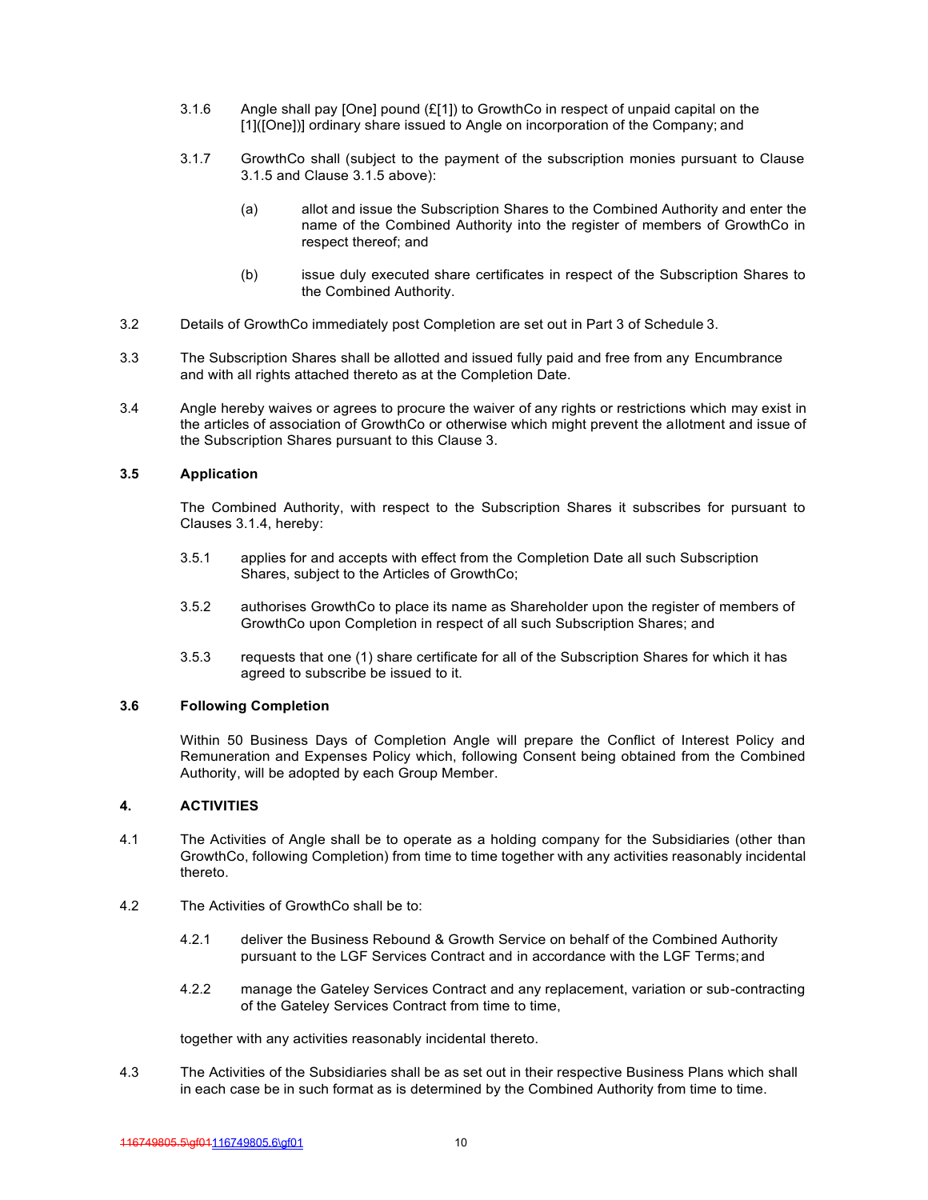3.1.6 Angle shall pay [One] pound (£[1]) to GrowthCo in respect of unpaid capital on the [1]([One])] ordinary share issued to Angle on incorporation of the Company; and

3.1.7 GrowthCo shall (subject to the payment of the subscription monies pursuant to Clause 3.1.5 and Clause 3.1.5 above):

(a) allot and issue the Subscription Shares to the Combined Authority and enter the name of the Combined Authority into the register of members of GrowthCo in respect thereof; and

(b) issue duly executed share certificates in respect of the Subscription Shares to the Combined Authority.

3.2 Details of GrowthCo immediately post Completion are set out in Part 3 of Schedule 3.

3.3 The Subscription Shares shall be allotted and issued fully paid and free from any Encumbrance and with all rights attached thereto as at the Completion Date.

3.4 Angle hereby waives or agrees to procure the waiver of any rights or restrictions which may exist in the articles of association of GrowthCo or otherwise which might prevent the allotment and issue of the Subscription Shares pursuant to this Clause 3.

**3.5 Application**

The Combined Authority, with respect to the Subscription Shares it subscribes for pursuant to Clauses 3.1.4, hereby:

3.5.1 applies for and accepts with effect from the Completion Date all such Subscription Shares, subject to the Articles of GrowthCo;

3.5.2 authorises GrowthCo to place its name as Shareholder upon the register of members of GrowthCo upon Completion in respect of all such Subscription Shares; and

3.5.3 requests that one (1) share certificate for all of the Subscription Shares for which it has agreed to subscribe be issued to it.

**3.6 Following Completion**

Within 50 Business Days of Completion Angle will prepare the Conflict of Interest Policy and Remuneration and Expenses Policy which, following Consent being obtained from the Combined Authority, will be adopted by each Group Member.

**4. ACTIVITIES**

4.1 The Activities of Angle shall be to operate as a holding company for the Subsidiaries (other than GrowthCo, following Completion) from time to time together with any activities reasonably incidental thereto.

4.2 The Activities of GrowthCo shall be to:

4.2.1 deliver the Business Rebound & Growth Service on behalf of the Combined Authority pursuant to the LGF Services Contract and in accordance with the LGF Terms; and

4.2.2 manage the Gateley Services Contract and any replacement, variation or sub-contracting of the Gateley Services Contract from time to time,

together with any activities reasonably incidental thereto.

4.3 The Activities of the Subsidiaries shall be as set out in their respective Business Plans which shall in each case be in such format as is determined by the Combined Authority from time to time.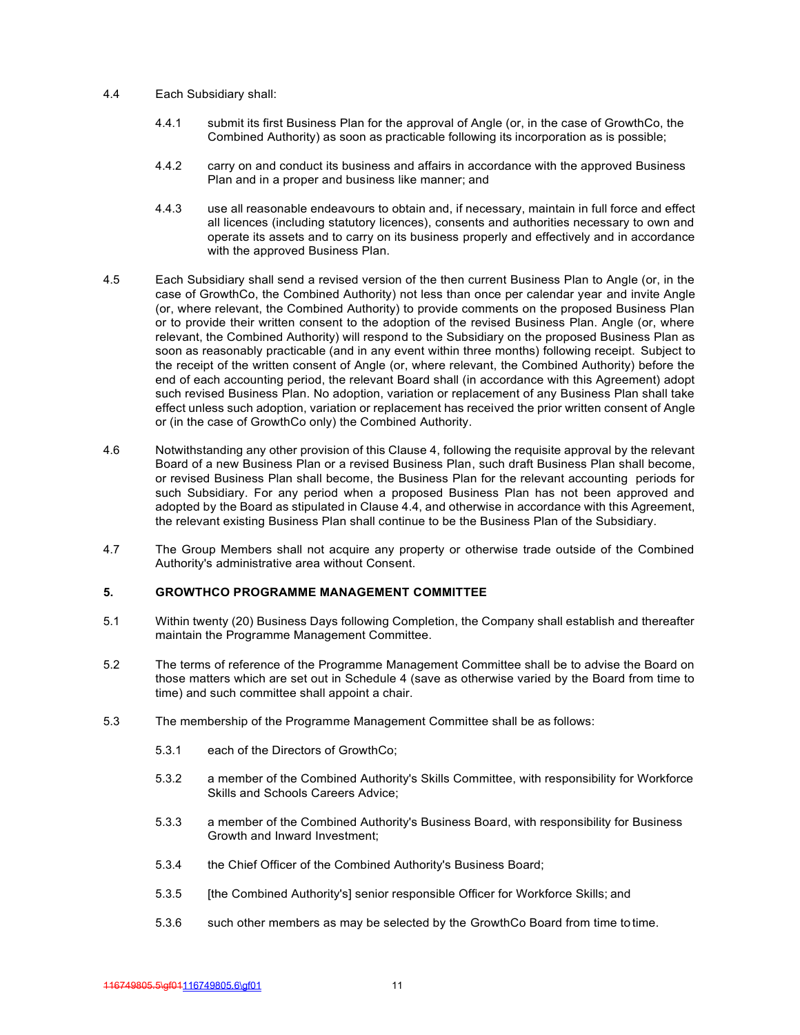4.4 Each Subsidiary shall:

4.4.1 submit its first Business Plan for the approval of Angle (or, in the case of GrowthCo, the Combined Authority) as soon as practicable following its incorporation as is possible;

4.4.2 carry on and conduct its business and affairs in accordance with the approved Business Plan and in a proper and business like manner; and

4.4.3 use all reasonable endeavours to obtain and, if necessary, maintain in full force and effect all licences (including statutory licences), consents and authorities necessary to own and operate its assets and to carry on its business properly and effectively and in accordance with the approved Business Plan.

4.5 Each Subsidiary shall send a revised version of the then current Business Plan to Angle (or, in the case of GrowthCo, the Combined Authority) not less than once per calendar year and invite Angle (or, where relevant, the Combined Authority) to provide comments on the proposed Business Plan or to provide their written consent to the adoption of the revised Business Plan. Angle (or, where relevant, the Combined Authority) will respond to the Subsidiary on the proposed Business Plan as soon as reasonably practicable (and in any event within three months) following receipt. Subject to the receipt of the written consent of Angle (or, where relevant, the Combined Authority) before the end of each accounting period, the relevant Board shall (in accordance with this Agreement) adopt such revised Business Plan. No adoption, variation or replacement of any Business Plan shall take effect unless such adoption, variation or replacement has received the prior written consent of Angle or (in the case of GrowthCo only) the Combined Authority.

4.6 Notwithstanding any other provision of this Clause 4, following the requisite approval by the relevant Board of a new Business Plan or a revised Business Plan, such draft Business Plan shall become, or revised Business Plan shall become, the Business Plan for the relevant accounting periods for such Subsidiary. For any period when a proposed Business Plan has not been approved and adopted by the Board as stipulated in Clause 4.4, and otherwise in accordance with this Agreement, the relevant existing Business Plan shall continue to be the Business Plan of the Subsidiary.

4.7 The Group Members shall not acquire any property or otherwise trade outside of the Combined Authority's administrative area without Consent.

## 5. GROWTHCO PROGRAMME MANAGEMENT COMMITTEE

5.1 Within twenty (20) Business Days following Completion, the Company shall establish and thereafter maintain the Programme Management Committee.

5.2 The terms of reference of the Programme Management Committee shall be to advise the Board on those matters which are set out in Schedule 4 (save as otherwise varied by the Board from time to time) and such committee shall appoint a chair.

5.3 The membership of the Programme Management Committee shall be as follows:

5.3.1 each of the Directors of GrowthCo;

5.3.2 a member of the Combined Authority's Skills Committee, with responsibility for Workforce Skills and Schools Careers Advice;

5.3.3 a member of the Combined Authority's Business Board, with responsibility for Business Growth and Inward Investment;

5.3.4 the Chief Officer of the Combined Authority's Business Board;

5.3.5 [the Combined Authority's] senior responsible Officer for Workforce Skills; and

5.3.6 such other members as may be selected by the GrowthCo Board from time to time.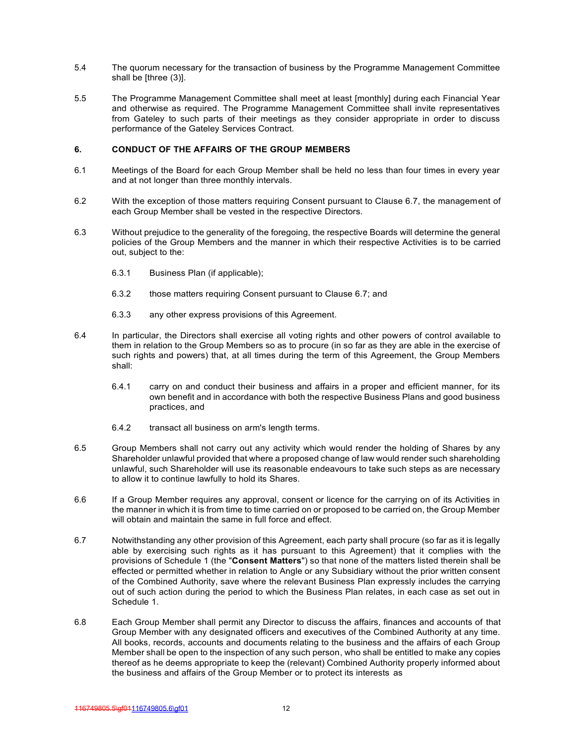5.4 The quorum necessary for the transaction of business by the Programme Management Committee shall be [three (3)].

5.5 The Programme Management Committee shall meet at least [monthly] during each Financial Year and otherwise as required. The Programme Management Committee shall invite representatives from Gateley to such parts of their meetings as they consider appropriate in order to discuss performance of the Gateley Services Contract.

## 6. CONDUCT OF THE AFFAIRS OF THE GROUP MEMBERS

6.1 Meetings of the Board for each Group Member shall be held no less than four times in every year and at not longer than three monthly intervals.

6.2 With the exception of those matters requiring Consent pursuant to Clause 6.7, the management of each Group Member shall be vested in the respective Directors.

6.3 Without prejudice to the generality of the foregoing, the respective Boards will determine the general policies of the Group Members and the manner in which their respective Activities is to be carried out, subject to the:

6.3.1 Business Plan (if applicable);

6.3.2 those matters requiring Consent pursuant to Clause 6.7; and

6.3.3 any other express provisions of this Agreement.

6.4 In particular, the Directors shall exercise all voting rights and other powers of control available to them in relation to the Group Members so as to procure (in so far as they are able in the exercise of such rights and powers) that, at all times during the term of this Agreement, the Group Members shall:

6.4.1 carry on and conduct their business and affairs in a proper and efficient manner, for its own benefit and in accordance with both the respective Business Plans and good business practices, and

6.4.2 transact all business on arm's length terms.

6.5 Group Members shall not carry out any activity which would render the holding of Shares by any Shareholder unlawful provided that where a proposed change of law would render such shareholding unlawful, such Shareholder will use its reasonable endeavours to take such steps as are necessary to allow it to continue lawfully to hold its Shares.

6.6 If a Group Member requires any approval, consent or licence for the carrying on of its Activities in the manner in which it is from time to time carried on or proposed to be carried on, the Group Member will obtain and maintain the same in full force and effect.

6.7 Notwithstanding any other provision of this Agreement, each party shall procure (so far as it is legally able by exercising such rights as it has pursuant to this Agreement) that it complies with the provisions of Schedule 1 (the "**Consent Matters**") so that none of the matters listed therein shall be effected or permitted whether in relation to Angle or any Subsidiary without the prior written consent of the Combined Authority, save where the relevant Business Plan expressly includes the carrying out of such action during the period to which the Business Plan relates, in each case as set out in Schedule 1.

6.8 Each Group Member shall permit any Director to discuss the affairs, finances and accounts of that Group Member with any designated officers and executives of the Combined Authority at any time. All books, records, accounts and documents relating to the business and the affairs of each Group Member shall be open to the inspection of any such person, who shall be entitled to make any copies thereof as he deems appropriate to keep the (relevant) Combined Authority properly informed about the business and affairs of the Group Member or to protect its interests as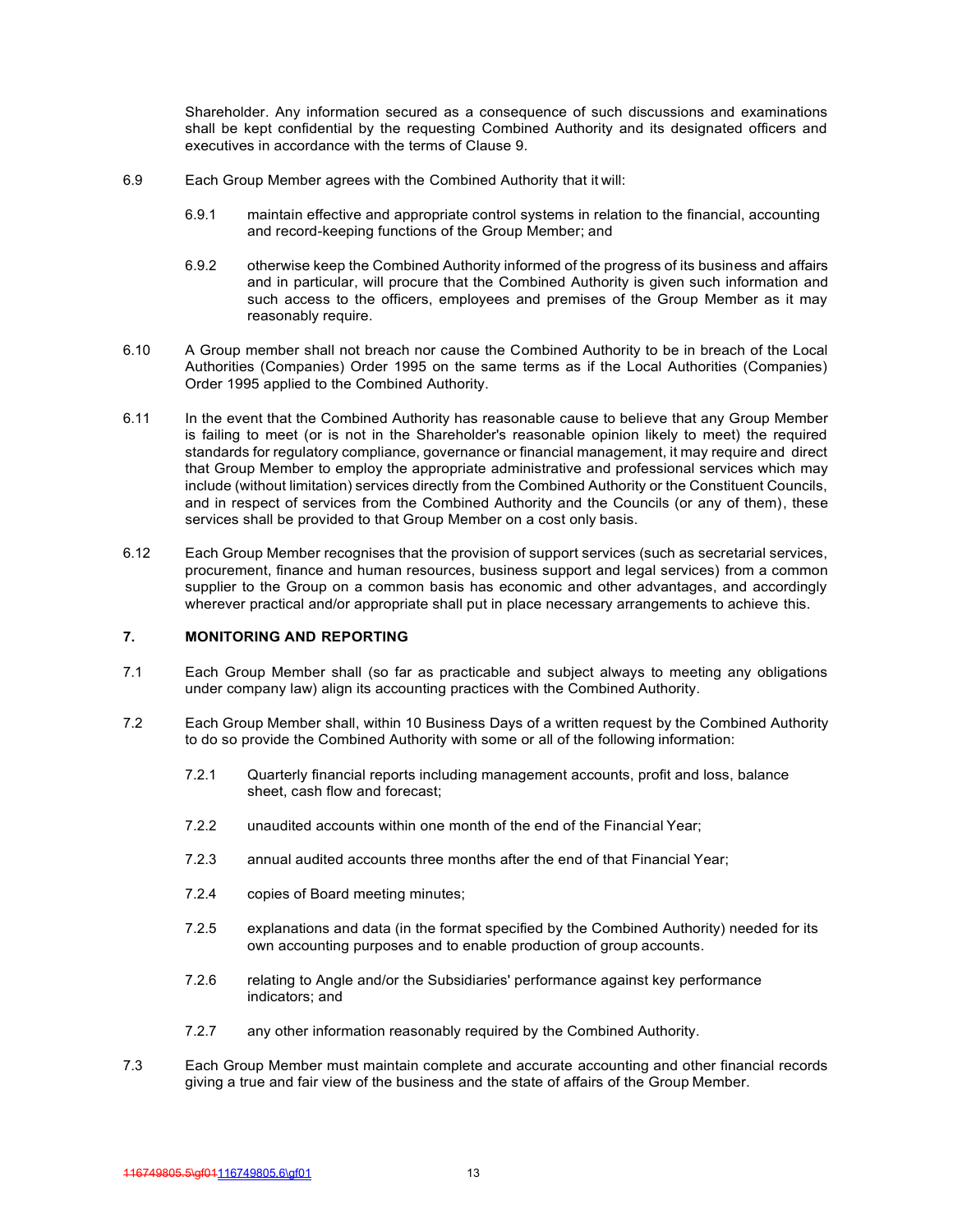Shareholder. Any information secured as a consequence of such discussions and examinations shall be kept confidential by the requesting Combined Authority and its designated officers and executives in accordance with the terms of Clause 9.

6.9 Each Group Member agrees with the Combined Authority that it will:

6.9.1 maintain effective and appropriate control systems in relation to the financial, accounting and record-keeping functions of the Group Member; and

6.9.2 otherwise keep the Combined Authority informed of the progress of its business and affairs and in particular, will procure that the Combined Authority is given such information and such access to the officers, employees and premises of the Group Member as it may reasonably require.

6.10 A Group member shall not breach nor cause the Combined Authority to be in breach of the Local Authorities (Companies) Order 1995 on the same terms as if the Local Authorities (Companies) Order 1995 applied to the Combined Authority.

6.11 In the event that the Combined Authority has reasonable cause to believe that any Group Member is failing to meet (or is not in the Shareholder's reasonable opinion likely to meet) the required standards for regulatory compliance, governance or financial management, it may require and direct that Group Member to employ the appropriate administrative and professional services which may include (without limitation) services directly from the Combined Authority or the Constituent Councils, and in respect of services from the Combined Authority and the Councils (or any of them), these services shall be provided to that Group Member on a cost only basis.

6.12 Each Group Member recognises that the provision of support services (such as secretarial services, procurement, finance and human resources, business support and legal services) from a common supplier to the Group on a common basis has economic and other advantages, and accordingly wherever practical and/or appropriate shall put in place necessary arrangements to achieve this.

## 7. MONITORING AND REPORTING

7.1 Each Group Member shall (so far as practicable and subject always to meeting any obligations under company law) align its accounting practices with the Combined Authority.

7.2 Each Group Member shall, within 10 Business Days of a written request by the Combined Authority to do so provide the Combined Authority with some or all of the following information:

7.2.1 Quarterly financial reports including management accounts, profit and loss, balance sheet, cash flow and forecast;

7.2.2 unaudited accounts within one month of the end of the Financial Year;

7.2.3 annual audited accounts three months after the end of that Financial Year;

7.2.4 copies of Board meeting minutes;

7.2.5 explanations and data (in the format specified by the Combined Authority) needed for its own accounting purposes and to enable production of group accounts.

7.2.6 relating to Angle and/or the Subsidiaries' performance against key performance indicators; and

7.2.7 any other information reasonably required by the Combined Authority.

7.3 Each Group Member must maintain complete and accurate accounting and other financial records giving a true and fair view of the business and the state of affairs of the Group Member.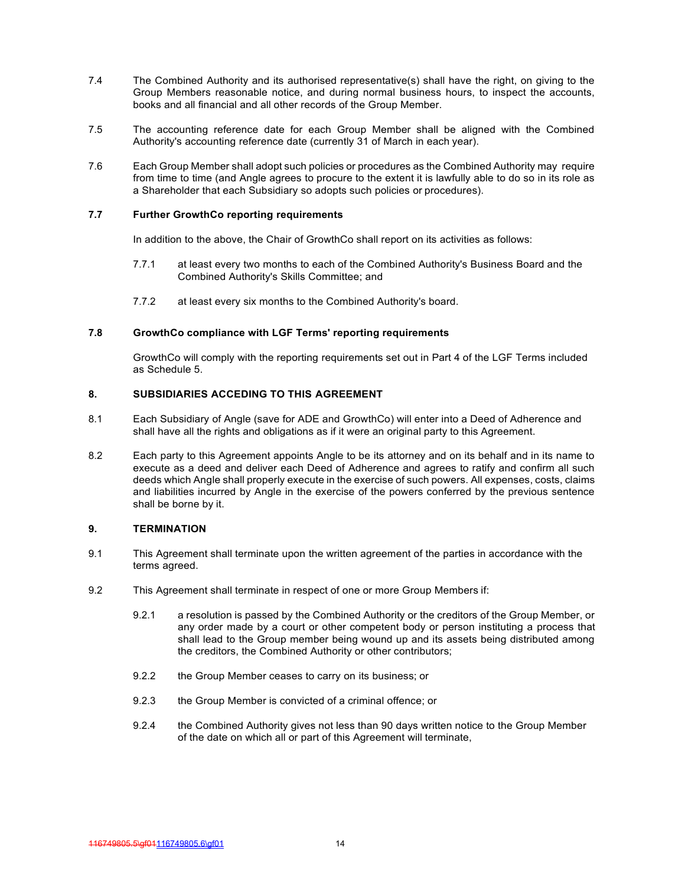7.4 The Combined Authority and its authorised representative(s) shall have the right, on giving to the Group Members reasonable notice, and during normal business hours, to inspect the accounts, books and all financial and all other records of the Group Member.

7.5 The accounting reference date for each Group Member shall be aligned with the Combined Authority's accounting reference date (currently 31 of March in each year).

7.6 Each Group Member shall adopt such policies or procedures as the Combined Authority may require from time to time (and Angle agrees to procure to the extent it is lawfully able to do so in its role as a Shareholder that each Subsidiary so adopts such policies or procedures).

**7.7 Further GrowthCo reporting requirements**

In addition to the above, the Chair of GrowthCo shall report on its activities as follows:

7.7.1 at least every two months to each of the Combined Authority's Business Board and the Combined Authority's Skills Committee; and

7.7.2 at least every six months to the Combined Authority's board.

**7.8 GrowthCo compliance with LGF Terms' reporting requirements**

GrowthCo will comply with the reporting requirements set out in Part 4 of the LGF Terms included as Schedule 5.

**8. SUBSIDIARIES ACCEDING TO THIS AGREEMENT**

8.1 Each Subsidiary of Angle (save for ADE and GrowthCo) will enter into a Deed of Adherence and shall have all the rights and obligations as if it were an original party to this Agreement.

8.2 Each party to this Agreement appoints Angle to be its attorney and on its behalf and in its name to execute as a deed and deliver each Deed of Adherence and agrees to ratify and confirm all such deeds which Angle shall properly execute in the exercise of such powers. All expenses, costs, claims and liabilities incurred by Angle in the exercise of the powers conferred by the previous sentence shall be borne by it.

**9. TERMINATION**

9.1 This Agreement shall terminate upon the written agreement of the parties in accordance with the terms agreed.

9.2 This Agreement shall terminate in respect of one or more Group Members if:

9.2.1 a resolution is passed by the Combined Authority or the creditors of the Group Member, or any order made by a court or other competent body or person instituting a process that shall lead to the Group member being wound up and its assets being distributed among the creditors, the Combined Authority or other contributors;

9.2.2 the Group Member ceases to carry on its business; or

9.2.3 the Group Member is convicted of a criminal offence; or

9.2.4 the Combined Authority gives not less than 90 days written notice to the Group Member of the date on which all or part of this Agreement will terminate,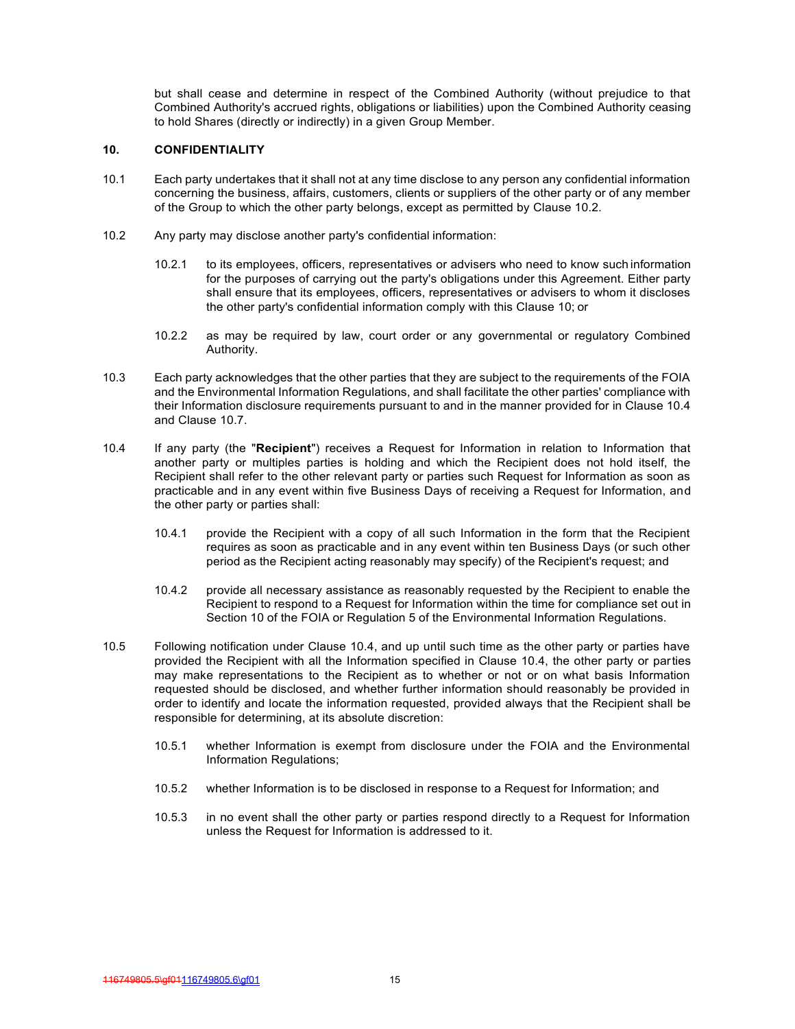but shall cease and determine in respect of the Combined Authority (without prejudice to that Combined Authority's accrued rights, obligations or liabilities) upon the Combined Authority ceasing to hold Shares (directly or indirectly) in a given Group Member.

## 10. CONFIDENTIALITY

10.1 Each party undertakes that it shall not at any time disclose to any person any confidential information concerning the business, affairs, customers, clients or suppliers of the other party or of any member of the Group to which the other party belongs, except as permitted by Clause 10.2.

10.2 Any party may disclose another party's confidential information:

10.2.1 to its employees, officers, representatives or advisers who need to know such information for the purposes of carrying out the party's obligations under this Agreement. Either party shall ensure that its employees, officers, representatives or advisers to whom it discloses the other party's confidential information comply with this Clause 10; or

10.2.2 as may be required by law, court order or any governmental or regulatory Combined Authority.

10.3 Each party acknowledges that the other parties that they are subject to the requirements of the FOIA and the Environmental Information Regulations, and shall facilitate the other parties' compliance with their Information disclosure requirements pursuant to and in the manner provided for in Clause 10.4 and Clause 10.7.

10.4 If any party (the "**Recipient**") receives a Request for Information in relation to Information that another party or multiples parties is holding and which the Recipient does not hold itself, the Recipient shall refer to the other relevant party or parties such Request for Information as soon as practicable and in any event within five Business Days of receiving a Request for Information, and the other party or parties shall:

10.4.1 provide the Recipient with a copy of all such Information in the form that the Recipient requires as soon as practicable and in any event within ten Business Days (or such other period as the Recipient acting reasonably may specify) of the Recipient's request; and

10.4.2 provide all necessary assistance as reasonably requested by the Recipient to enable the Recipient to respond to a Request for Information within the time for compliance set out in Section 10 of the FOIA or Regulation 5 of the Environmental Information Regulations.

10.5 Following notification under Clause 10.4, and up until such time as the other party or parties have provided the Recipient with all the Information specified in Clause 10.4, the other party or parties may make representations to the Recipient as to whether or not or on what basis Information requested should be disclosed, and whether further information should reasonably be provided in order to identify and locate the information requested, provided always that the Recipient shall be responsible for determining, at its absolute discretion:

10.5.1 whether Information is exempt from disclosure under the FOIA and the Environmental Information Regulations;

10.5.2 whether Information is to be disclosed in response to a Request for Information; and

10.5.3 in no event shall the other party or parties respond directly to a Request for Information unless the Request for Information is addressed to it.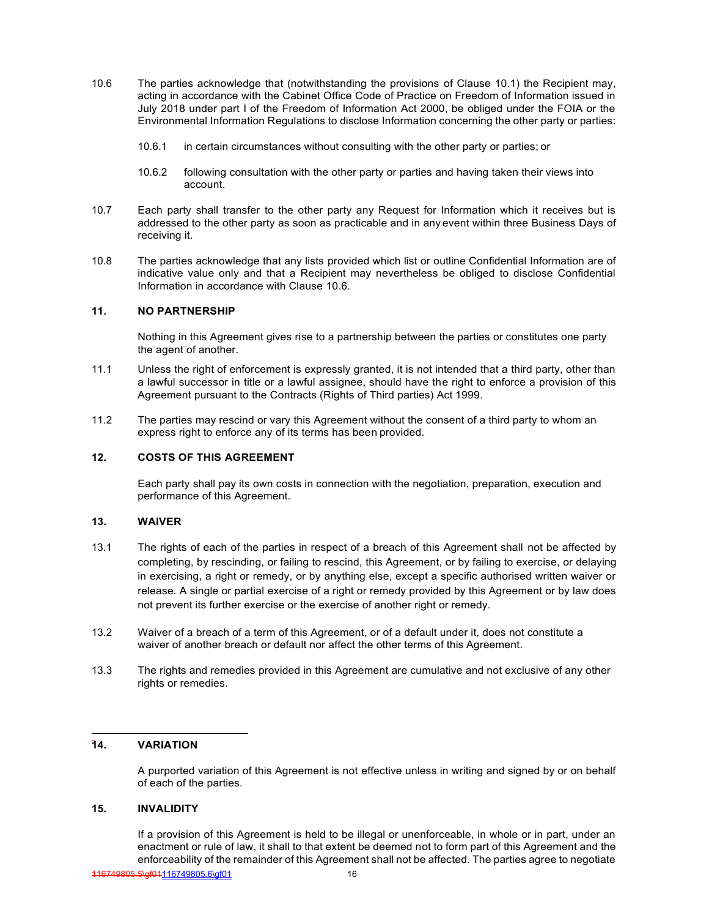10.6 The parties acknowledge that (notwithstanding the provisions of Clause 10.1) the Recipient may, acting in accordance with the Cabinet Office Code of Practice on Freedom of Information issued in July 2018 under part I of the Freedom of Information Act 2000, be obliged under the FOIA or the Environmental Information Regulations to disclose Information concerning the other party or parties:

10.6.1 in certain circumstances without consulting with the other party or parties; or

10.6.2 following consultation with the other party or parties and having taken their views into account.

10.7 Each party shall transfer to the other party any Request for Information which it receives but is addressed to the other party as soon as practicable and in any event within three Business Days of receiving it.

10.8 The parties acknowledge that any lists provided which list or outline Confidential Information are of indicative value only and that a Recipient may nevertheless be obliged to disclose Confidential Information in accordance with Clause 10.6.

## 11. NO PARTNERSHIP

Nothing in this Agreement gives rise to a partnership between the parties or constitutes one party the agent of another.

11.1 Unless the right of enforcement is expressly granted, it is not intended that a third party, other than a lawful successor in title or a lawful assignee, should have the right to enforce a provision of this Agreement pursuant to the Contracts (Rights of Third parties) Act 1999.

11.2 The parties may rescind or vary this Agreement without the consent of a third party to whom an express right to enforce any of its terms has been provided.

## 12. COSTS OF THIS AGREEMENT

Each party shall pay its own costs in connection with the negotiation, preparation, execution and performance of this Agreement.

## 13. WAIVER

13.1 The rights of each of the parties in respect of a breach of this Agreement shall not be affected by completing, by rescinding, or failing to rescind, this Agreement, or by failing to exercise, or delaying in exercising, a right or remedy, or by anything else, except a specific authorised written waiver or release. A single or partial exercise of a right or remedy provided by this Agreement or by law does not prevent its further exercise or the exercise of another right or remedy.

13.2 Waiver of a breach of a term of this Agreement, or of a default under it, does not constitute a waiver of another breach or default nor affect the other terms of this Agreement.

13.3 The rights and remedies provided in this Agreement are cumulative and not exclusive of any other rights or remedies.

---

## 14. VARIATION

A purported variation of this Agreement is not effective unless in writing and signed by or on behalf of each of the parties.

## 15. INVALIDITY

If a provision of this Agreement is held to be illegal or unenforceable, in whole or in part, under an enactment or rule of law, it shall to that extent be deemed not to form part of this Agreement and the enforceability of the remainder of this Agreement shall not be affected. The parties agree to negotiate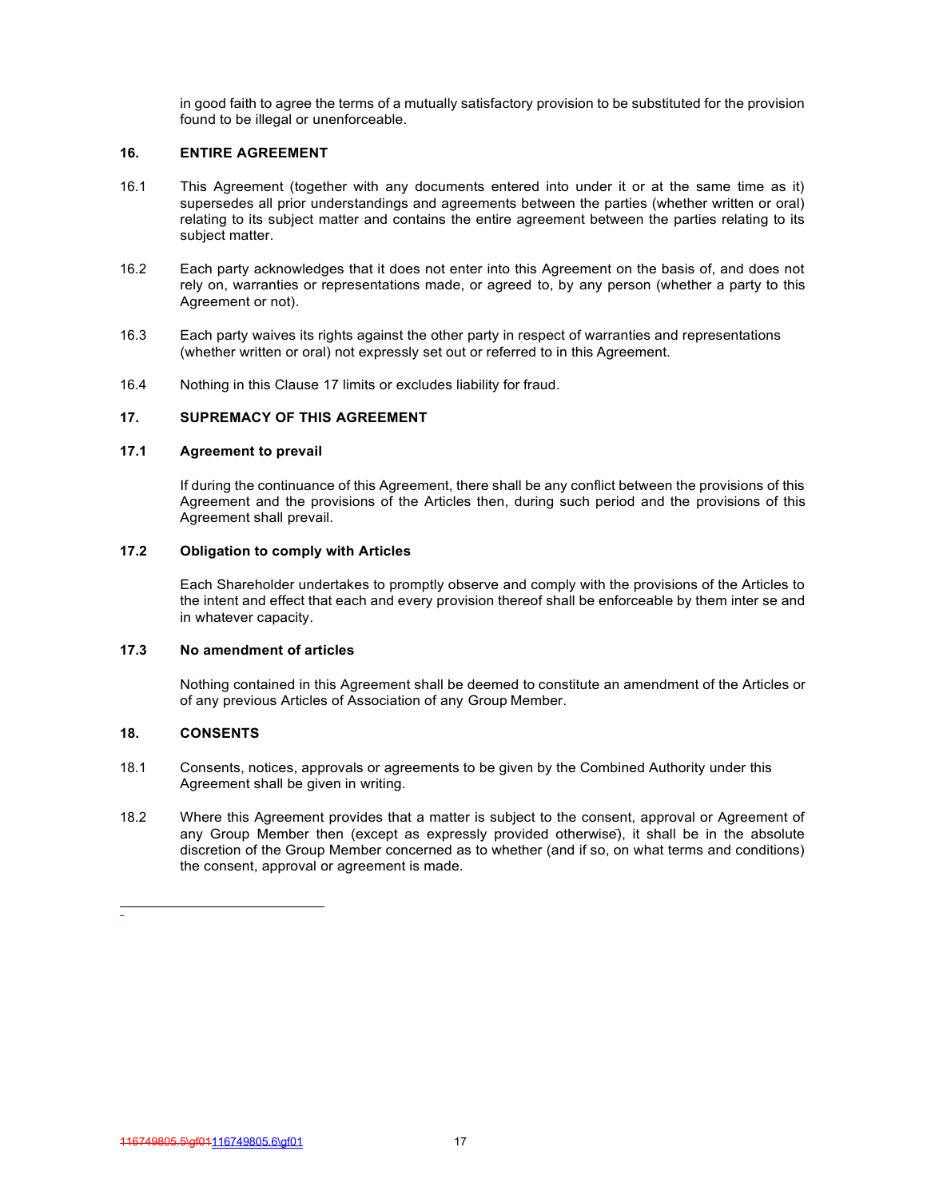in good faith to agree the terms of a mutually satisfactory provision to be substituted for the provision found to be illegal or unenforceable.

## 16. ENTIRE AGREEMENT

16.1 This Agreement (together with any documents entered into under it or at the same time as it) supersedes all prior understandings and agreements between the parties (whether written or oral) relating to its subject matter and contains the entire agreement between the parties relating to its subject matter.

16.2 Each party acknowledges that it does not enter into this Agreement on the basis of, and does not rely on, warranties or representations made, or agreed to, by any person (whether a party to this Agreement or not).

16.3 Each party waives its rights against the other party in respect of warranties and representations (whether written or oral) not expressly set out or referred to in this Agreement.

16.4 Nothing in this Clause 17 limits or excludes liability for fraud.

## 17. SUPREMACY OF THIS AGREEMENT

### 17.1 Agreement to prevail

If during the continuance of this Agreement, there shall be any conflict between the provisions of this Agreement and the provisions of the Articles then, during such period and the provisions of this Agreement shall prevail.

### 17.2 Obligation to comply with Articles

Each Shareholder undertakes to promptly observe and comply with the provisions of the Articles to the intent and effect that each and every provision thereof shall be enforceable by them inter se and in whatever capacity.

### 17.3 No amendment of articles

Nothing contained in this Agreement shall be deemed to constitute an amendment of the Articles or of any previous Articles of Association of any Group Member.

## 18. CONSENTS

18.1 Consents, notices, approvals or agreements to be given by the Combined Authority under this Agreement shall be given in writing.

18.2 Where this Agreement provides that a matter is subject to the consent, approval or Agreement of any Group Member then (except as expressly provided otherwise), it shall be in the absolute discretion of the Group Member concerned as to whether (and if so, on what terms and conditions) the consent, approval or agreement is made.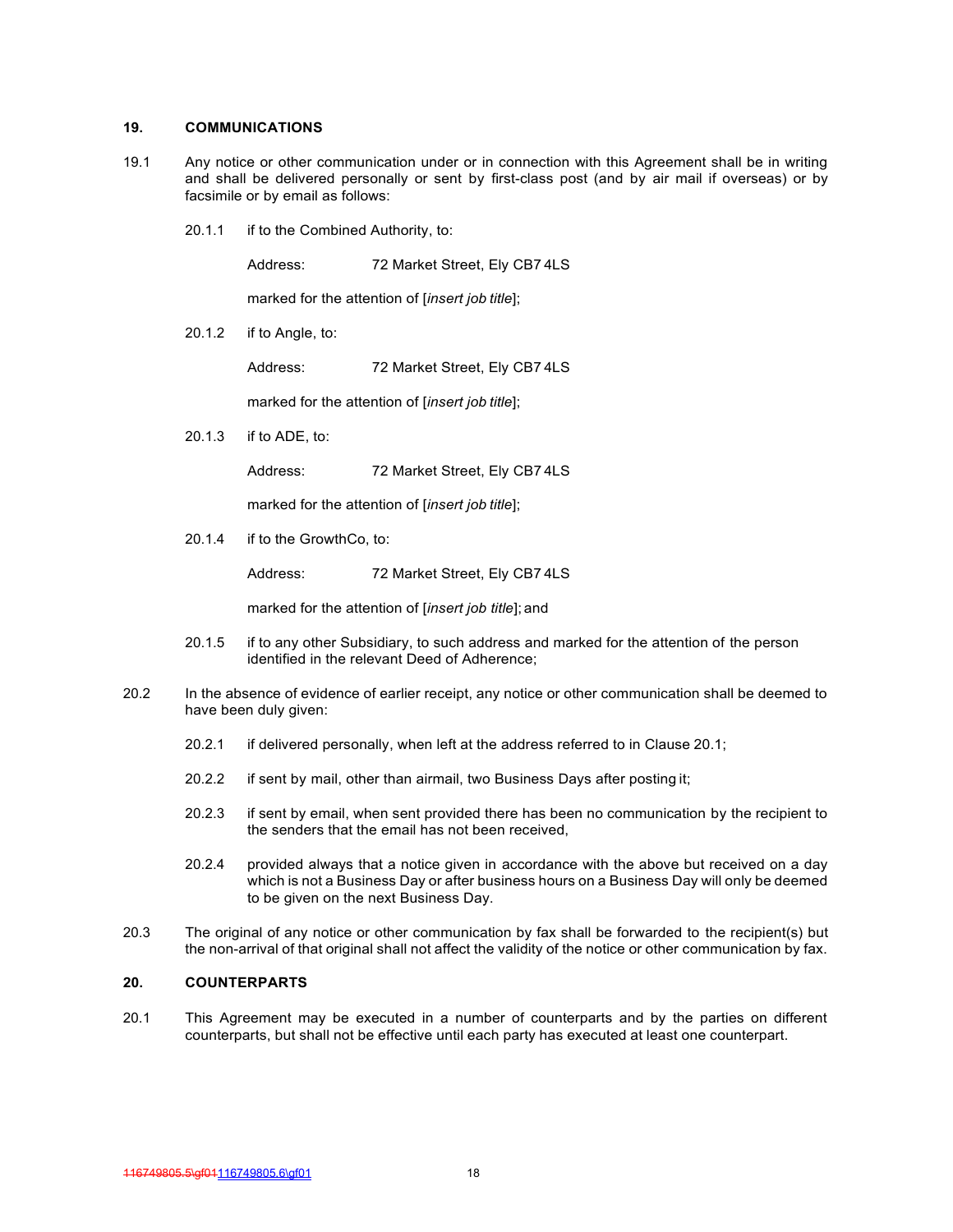## 19. COMMUNICATIONS

19.1 Any notice or other communication under or in connection with this Agreement shall be in writing and shall be delivered personally or sent by first-class post (and by air mail if overseas) or by facsimile or by email as follows:

20.1.1 if to the Combined Authority, to:

Address: 72 Market Street, Ely CB7 4LS

marked for the attention of [*insert job title*];

20.1.2 if to Angle, to:

Address: 72 Market Street, Ely CB7 4LS

marked for the attention of [*insert job title*];

20.1.3 if to ADE, to:

Address: 72 Market Street, Ely CB7 4LS

marked for the attention of [*insert job title*];

20.1.4 if to the GrowthCo, to:

Address: 72 Market Street, Ely CB7 4LS

marked for the attention of [*insert job title*]; and

20.1.5 if to any other Subsidiary, to such address and marked for the attention of the person identified in the relevant Deed of Adherence;

20.2 In the absence of evidence of earlier receipt, any notice or other communication shall be deemed to have been duly given:

20.2.1 if delivered personally, when left at the address referred to in Clause 20.1;

20.2.2 if sent by mail, other than airmail, two Business Days after posting it;

20.2.3 if sent by email, when sent provided there has been no communication by the recipient to the senders that the email has not been received,

20.2.4 provided always that a notice given in accordance with the above but received on a day which is not a Business Day or after business hours on a Business Day will only be deemed to be given on the next Business Day.

20.3 The original of any notice or other communication by fax shall be forwarded to the recipient(s) but the non-arrival of that original shall not affect the validity of the notice or other communication by fax.

## 20. COUNTERPARTS

20.1 This Agreement may be executed in a number of counterparts and by the parties on different counterparts, but shall not be effective until each party has executed at least one counterpart.

~~116749805.5\gf01~~116749805.6\gf01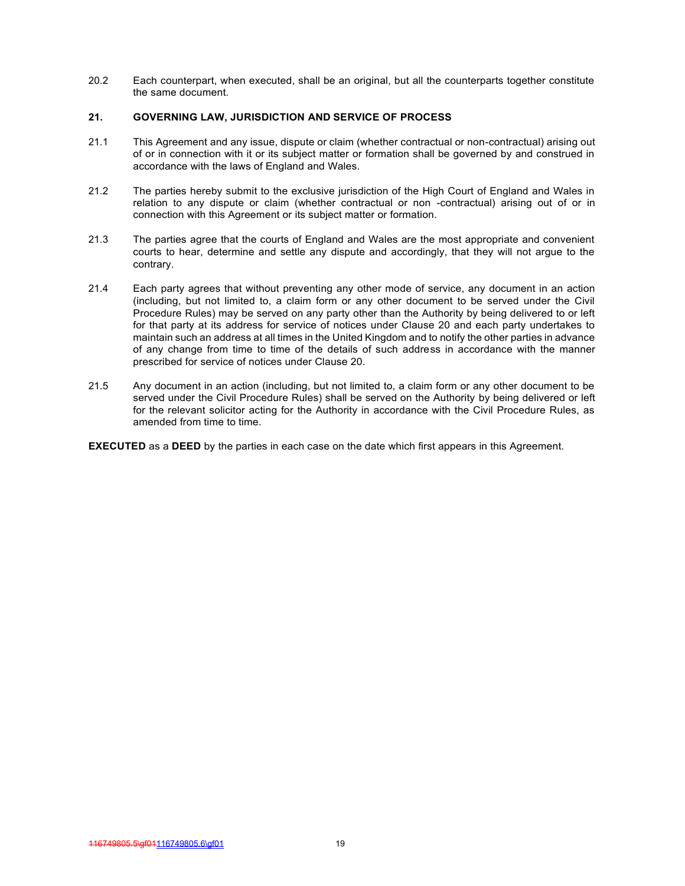20.2 Each counterpart, when executed, shall be an original, but all the counterparts together constitute the same document.

## 21. GOVERNING LAW, JURISDICTION AND SERVICE OF PROCESS

21.1 This Agreement and any issue, dispute or claim (whether contractual or non-contractual) arising out of or in connection with it or its subject matter or formation shall be governed by and construed in accordance with the laws of England and Wales.

21.2 The parties hereby submit to the exclusive jurisdiction of the High Court of England and Wales in relation to any dispute or claim (whether contractual or non -contractual) arising out of or in connection with this Agreement or its subject matter or formation.

21.3 The parties agree that the courts of England and Wales are the most appropriate and convenient courts to hear, determine and settle any dispute and accordingly, that they will not argue to the contrary.

21.4 Each party agrees that without preventing any other mode of service, any document in an action (including, but not limited to, a claim form or any other document to be served under the Civil Procedure Rules) may be served on any party other than the Authority by being delivered to or left for that party at its address for service of notices under Clause 20 and each party undertakes to maintain such an address at all times in the United Kingdom and to notify the other parties in advance of any change from time to time of the details of such address in accordance with the manner prescribed for service of notices under Clause 20.

21.5 Any document in an action (including, but not limited to, a claim form or any other document to be served under the Civil Procedure Rules) shall be served on the Authority by being delivered or left for the relevant solicitor acting for the Authority in accordance with the Civil Procedure Rules, as amended from time to time.

**EXECUTED** as a **DEED** by the parties in each case on the date which first appears in this Agreement.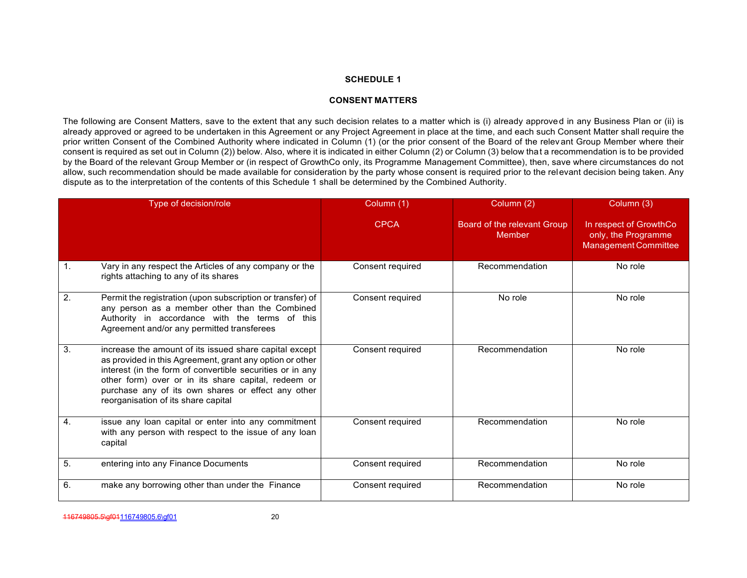## SCHEDULE 1

## CONSENT MATTERS

The following are Consent Matters, save to the extent that any such decision relates to a matter which is (i) already approved in any Business Plan or (ii) is already approved or agreed to be undertaken in this Agreement or any Project Agreement in place at the time, and each such Consent Matter shall require the prior written Consent of the Combined Authority where indicated in Column (1) (or the prior consent of the Board of the relevant Group Member where their consent is required as set out in Column (2)) below. Also, where it is indicated in either Column (2) or Column (3) below that a recommendation is to be provided by the Board of the relevant Group Member or (in respect of GrowthCo only, its Programme Management Committee), then, save where circumstances do not allow, such recommendation should be made available for consideration by the party whose consent is required prior to the relevant decision being taken. Any dispute as to the interpretation of the contents of this Schedule 1 shall be determined by the Combined Authority.

| | Type of decision/role | Column (1)<br><br>CPCA | Column (2)<br><br>Board of the relevant Group Member | Column (3)<br><br>In respect of GrowthCo only, the Programme Management Committee |
|---|---|---|---|---|
| 1. | Vary in any respect the Articles of any company or the rights attaching to any of its shares | Consent required | Recommendation | No role |
| 2. | Permit the registration (upon subscription or transfer) of any person as a member other than the Combined Authority in accordance with the terms of this Agreement and/or any permitted transferees | Consent required | No role | No role |
| 3. | increase the amount of its issued share capital except as provided in this Agreement, grant any option or other interest (in the form of convertible securities or in any other form) over or in its share capital, redeem or purchase any of its own shares or effect any other reorganisation of its share capital | Consent required | Recommendation | No role |
| 4. | issue any loan capital or enter into any commitment with any person with respect to the issue of any loan capital | Consent required | Recommendation | No role |
| 5. | entering into any Finance Documents | Consent required | Recommendation | No role |
| 6. | make any borrowing other than under the Finance | Consent required | Recommendation | No role |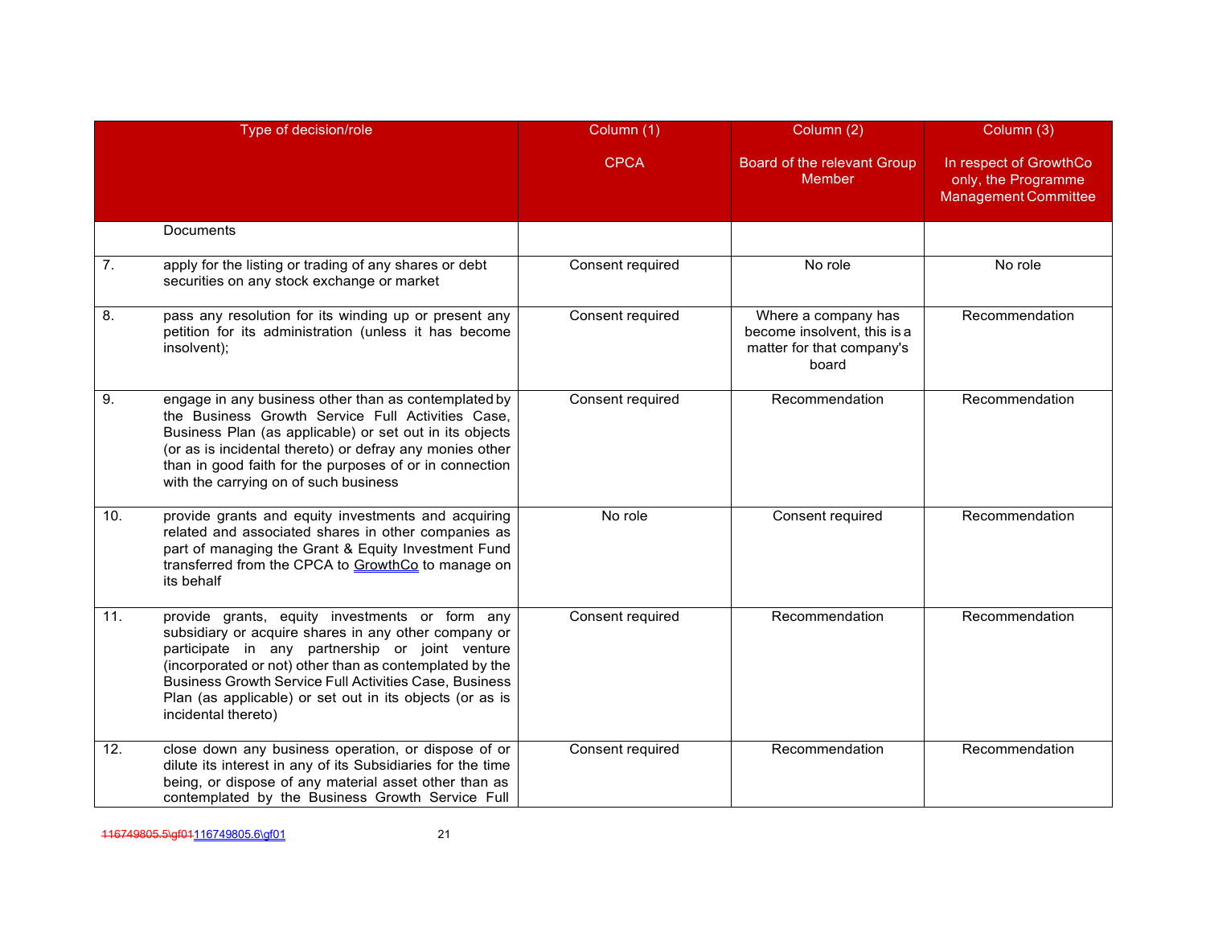| | Type of decision/role | Column (1)<br><br>CPCA | Column (2)<br><br>Board of the relevant Group Member | Column (3)<br><br>In respect of GrowthCo only, the Programme Management Committee |
|---|---|---|---|---|
| | Documents | | | |
| 7. | apply for the listing or trading of any shares or debt securities on any stock exchange or market | Consent required | No role | No role |
| 8. | pass any resolution for its winding up or present any petition for its administration (unless it has become insolvent); | Consent required | Where a company has become insolvent, this is a matter for that company's board | Recommendation |
| 9. | engage in any business other than as contemplated by the Business Growth Service Full Activities Case, Business Plan (as applicable) or set out in its objects (or as is incidental thereto) or defray any monies other than in good faith for the purposes of or in connection with the carrying on of such business | Consent required | Recommendation | Recommendation |
| 10. | provide grants and equity investments and acquiring related and associated shares in other companies as part of managing the Grant & Equity Investment Fund transferred from the CPCA to GrowthCo to manage on its behalf | No role | Consent required | Recommendation |
| 11. | provide grants, equity investments or form any subsidiary or acquire shares in any other company or participate in any partnership or joint venture (incorporated or not) other than as contemplated by the Business Growth Service Full Activities Case, Business Plan (as applicable) or set out in its objects (or as is incidental thereto) | Consent required | Recommendation | Recommendation |
| 12. | close down any business operation, or dispose of or dilute its interest in any of its Subsidiaries for the time being, or dispose of any material asset other than as contemplated by the Business Growth Service Full | Consent required | Recommendation | Recommendation |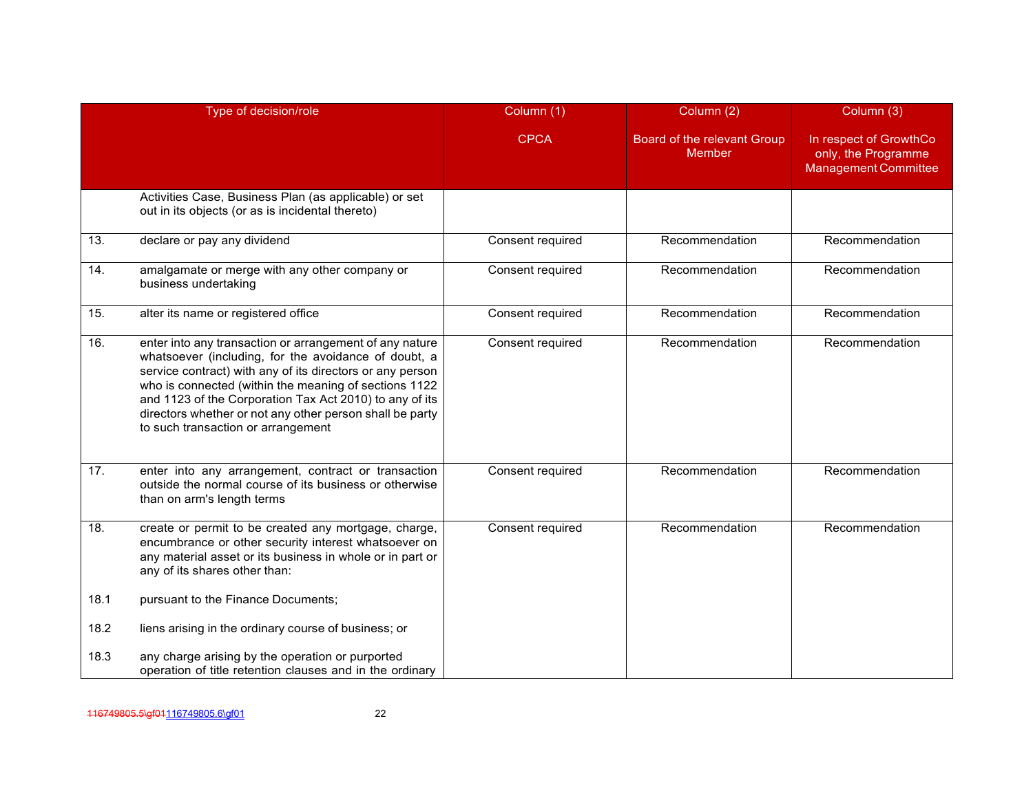| | Type of decision/role | Column (1)<br><br>CPCA | Column (2)<br><br>Board of the relevant Group Member | Column (3)<br><br>In respect of GrowthCo only, the Programme Management Committee |
|---|---|---|---|---|
| | Activities Case, Business Plan (as applicable) or set out in its objects (or as is incidental thereto) | | | |
| 13. | declare or pay any dividend | Consent required | Recommendation | Recommendation |
| 14. | amalgamate or merge with any other company or business undertaking | Consent required | Recommendation | Recommendation |
| 15. | alter its name or registered office | Consent required | Recommendation | Recommendation |
| 16. | enter into any transaction or arrangement of any nature whatsoever (including, for the avoidance of doubt, a service contract) with any of its directors or any person who is connected (within the meaning of sections 1122 and 1123 of the Corporation Tax Act 2010) to any of its directors whether or not any other person shall be party to such transaction or arrangement | Consent required | Recommendation | Recommendation |
| 17. | enter into any arrangement, contract or transaction outside the normal course of its business or otherwise than on arm's length terms | Consent required | Recommendation | Recommendation |
| 18. | create or permit to be created any mortgage, charge, encumbrance or other security interest whatsoever on any material asset or its business in whole or in part or any of its shares other than: | Consent required | Recommendation | Recommendation |
| 18.1 | pursuant to the Finance Documents; | | | |
| 18.2 | liens arising in the ordinary course of business; or | | | |
| 18.3 | any charge arising by the operation or purported operation of title retention clauses and in the ordinary | | | |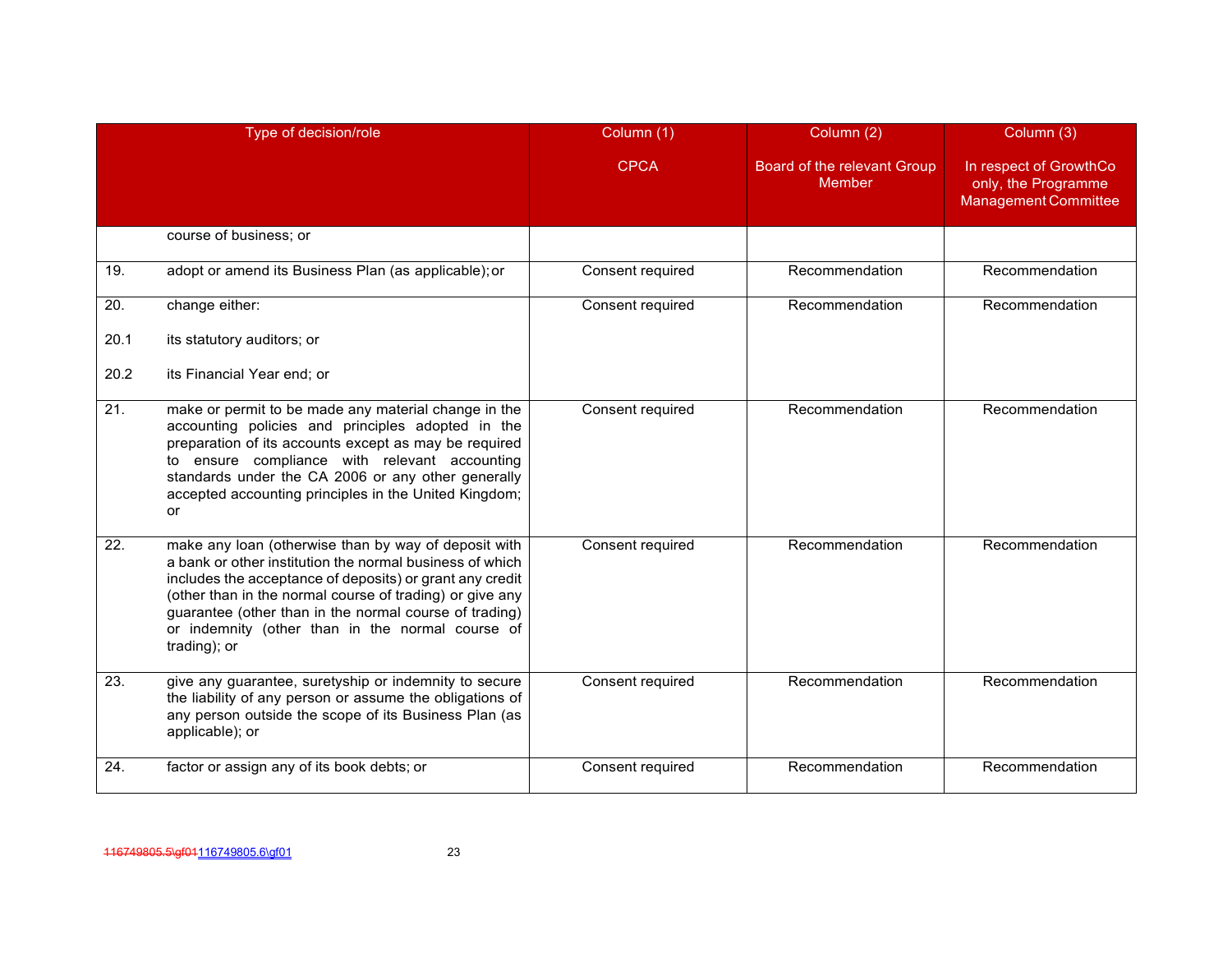| Type of decision/role | | Column (1)<br><br>CPCA | Column (2)<br><br>Board of the relevant Group Member | Column (3)<br><br>In respect of GrowthCo only, the Programme Management Committee |
|---|---|---|---|---|
| | course of business; or | | | |
| 19. | adopt or amend its Business Plan (as applicable); or | Consent required | Recommendation | Recommendation |
| 20.<br><br>20.1<br><br>20.2 | change either:<br><br>its statutory auditors; or<br><br>its Financial Year end; or | Consent required | Recommendation | Recommendation |
| 21. | make or permit to be made any material change in the accounting policies and principles adopted in the preparation of its accounts except as may be required to ensure compliance with relevant accounting standards under the CA 2006 or any other generally accepted accounting principles in the United Kingdom; or | Consent required | Recommendation | Recommendation |
| 22. | make any loan (otherwise than by way of deposit with a bank or other institution the normal business of which includes the acceptance of deposits) or grant any credit (other than in the normal course of trading) or give any guarantee (other than in the normal course of trading) or indemnity (other than in the normal course of trading); or | Consent required | Recommendation | Recommendation |
| 23. | give any guarantee, suretyship or indemnity to secure the liability of any person or assume the obligations of any person outside the scope of its Business Plan (as applicable); or | Consent required | Recommendation | Recommendation |
| 24. | factor or assign any of its book debts; or | Consent required | Recommendation | Recommendation |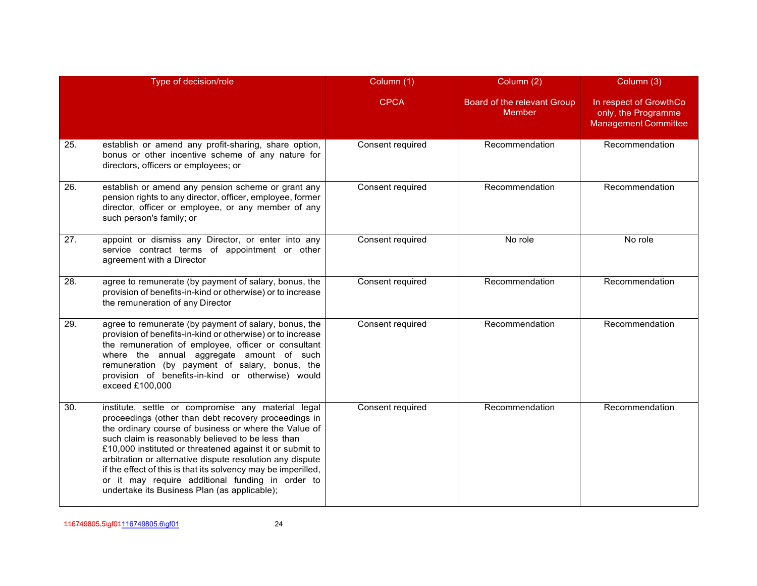| | Type of decision/role | Column (1)<br><br>CPCA | Column (2)<br><br>Board of the relevant Group Member | Column (3)<br><br>In respect of GrowthCo only, the Programme Management Committee |
|---|---|---|---|---|
| 25. | establish or amend any profit-sharing, share option, bonus or other incentive scheme of any nature for directors, officers or employees; or | Consent required | Recommendation | Recommendation |
| 26. | establish or amend any pension scheme or grant any pension rights to any director, officer, employee, former director, officer or employee, or any member of any such person's family; or | Consent required | Recommendation | Recommendation |
| 27. | appoint or dismiss any Director, or enter into any service contract terms of appointment or other agreement with a Director | Consent required | No role | No role |
| 28. | agree to remunerate (by payment of salary, bonus, the provision of benefits-in-kind or otherwise) or to increase the remuneration of any Director | Consent required | Recommendation | Recommendation |
| 29. | agree to remunerate (by payment of salary, bonus, the provision of benefits-in-kind or otherwise) or to increase the remuneration of employee, officer or consultant where the annual aggregate amount of such remuneration (by payment of salary, bonus, the provision of benefits-in-kind or otherwise) would exceed £100,000 | Consent required | Recommendation | Recommendation |
| 30. | institute, settle or compromise any material legal proceedings (other than debt recovery proceedings in the ordinary course of business or where the Value of such claim is reasonably believed to be less than £10,000 instituted or threatened against it or submit to arbitration or alternative dispute resolution any dispute if the effect of this is that its solvency may be imperilled, or it may require additional funding in order to undertake its Business Plan (as applicable); | Consent required | Recommendation | Recommendation |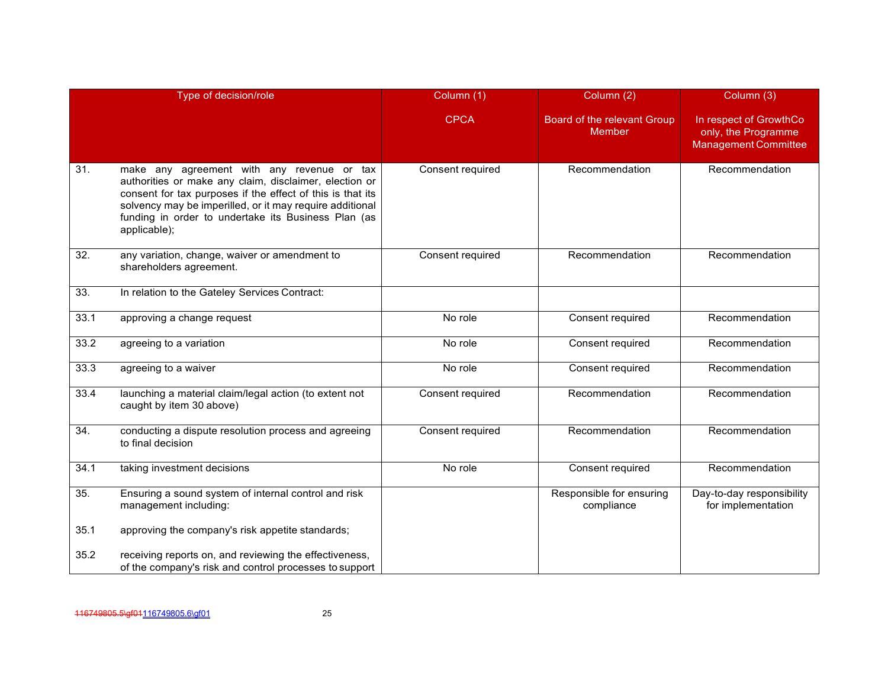| | Type of decision/role | Column (1)<br><br>CPCA | Column (2)<br><br>Board of the relevant Group Member | Column (3)<br><br>In respect of GrowthCo only, the Programme Management Committee |
|---|---|---|---|---|
| 31. | make any agreement with any revenue or tax authorities or make any claim, disclaimer, election or consent for tax purposes if the effect of this is that its solvency may be imperilled, or it may require additional funding in order to undertake its Business Plan (as applicable); | Consent required | Recommendation | Recommendation |
| 32. | any variation, change, waiver or amendment to shareholders agreement. | Consent required | Recommendation | Recommendation |
| 33. | In relation to the Gateley Services Contract: | | | |
| 33.1 | approving a change request | No role | Consent required | Recommendation |
| 33.2 | agreeing to a variation | No role | Consent required | Recommendation |
| 33.3 | agreeing to a waiver | No role | Consent required | Recommendation |
| 33.4 | launching a material claim/legal action (to extent not caught by item 30 above) | Consent required | Recommendation | Recommendation |
| 34. | conducting a dispute resolution process and agreeing to final decision | Consent required | Recommendation | Recommendation |
| 34.1 | taking investment decisions | No role | Consent required | Recommendation |
| 35. | Ensuring a sound system of internal control and risk management including: | | Responsible for ensuring compliance | Day-to-day responsibility for implementation |
| 35.1 | approving the company's risk appetite standards; | | | |
| 35.2 | receiving reports on, and reviewing the effectiveness, of the company's risk and control processes to support | | | |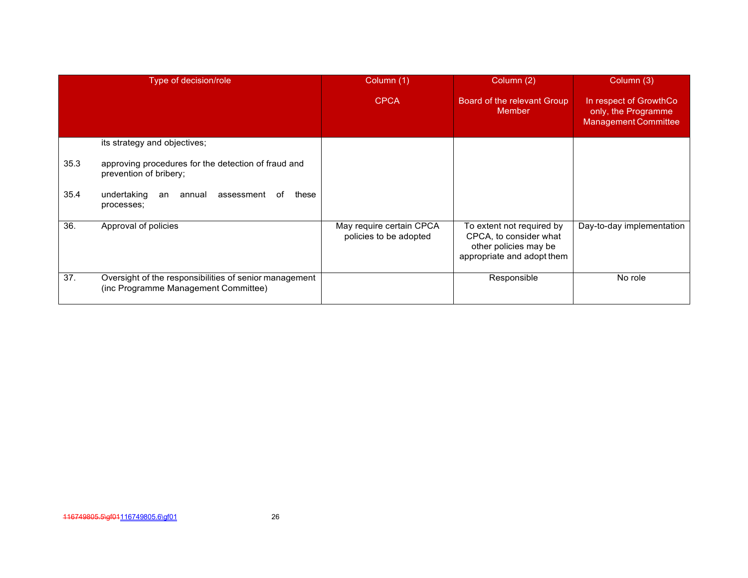| Type of decision/role | Column (1)<br><br>CPCA | Column (2)<br><br>Board of the relevant Group Member | Column (3)<br><br>In respect of GrowthCo only, the Programme Management Committee |
|---|---|---|---|
| its strategy and objectives;<br><br>35.3 approving procedures for the detection of fraud and prevention of bribery;<br><br>35.4 undertaking an annual assessment of these processes; | | | |
| 36. Approval of policies | May require certain CPCA policies to be adopted | To extent not required by CPCA, to consider what other policies may be appropriate and adopt them | Day-to-day implementation |
| 37. Oversight of the responsibilities of senior management (inc Programme Management Committee) | | Responsible | No role |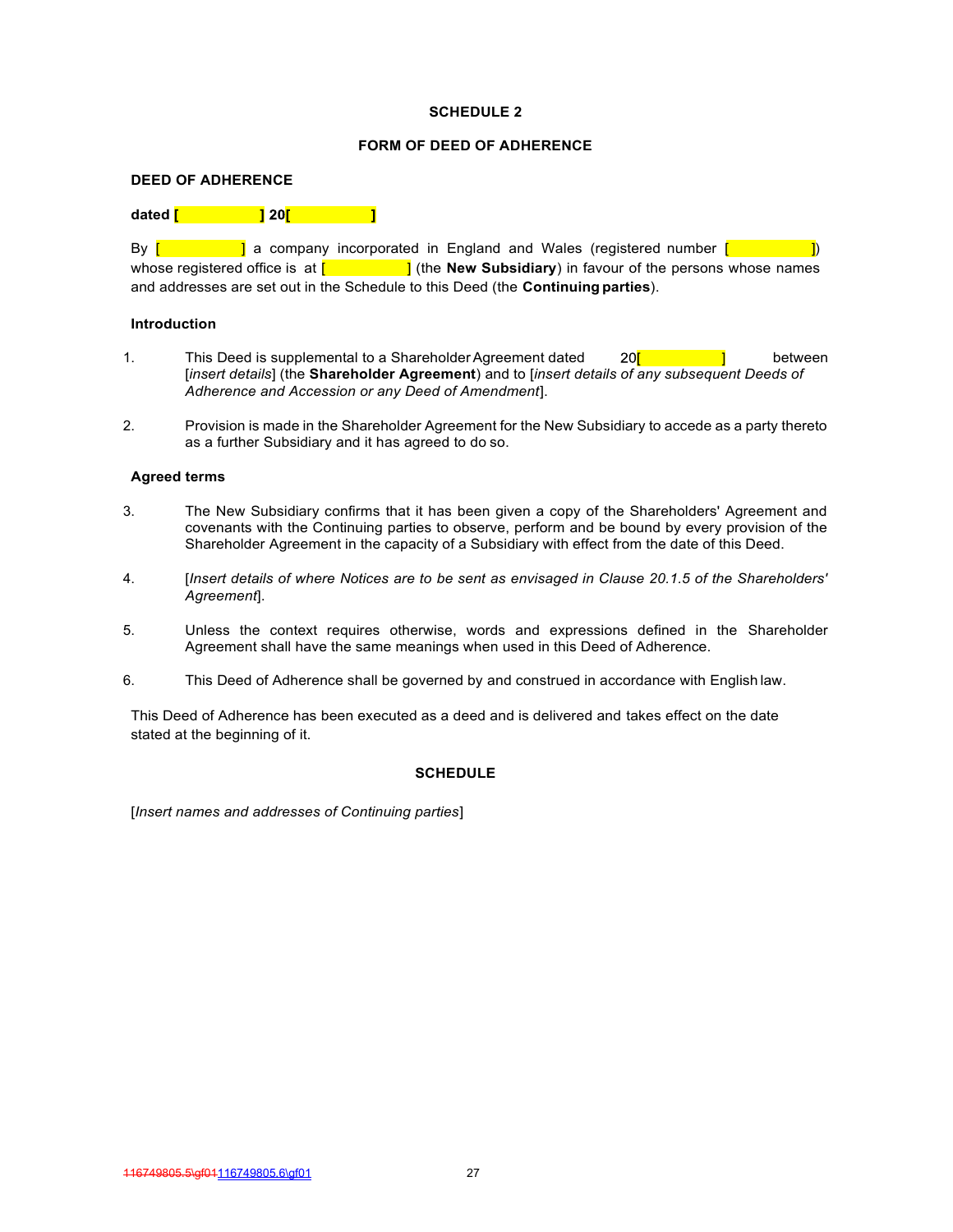**SCHEDULE 2**

**FORM OF DEED OF ADHERENCE**

**DEED OF ADHERENCE**

**dated [ ] 20[ ]**

By [ ] a company incorporated in England and Wales (registered number [ ]) whose registered office is at [ ] (the **New Subsidiary**) in favour of the persons whose names and addresses are set out in the Schedule to this Deed (the **Continuing parties**).

**Introduction**

1. This Deed is supplemental to a Shareholder Agreement dated 20[ ] between [*insert details*] (the **Shareholder Agreement**) and to [*insert details of any subsequent Deeds of Adherence and Accession or any Deed of Amendment*].

2. Provision is made in the Shareholder Agreement for the New Subsidiary to accede as a party thereto as a further Subsidiary and it has agreed to do so.

**Agreed terms**

3. The New Subsidiary confirms that it has been given a copy of the Shareholders' Agreement and covenants with the Continuing parties to observe, perform and be bound by every provision of the Shareholder Agreement in the capacity of a Subsidiary with effect from the date of this Deed.

4. [*Insert details of where Notices are to be sent as envisaged in Clause 20.1.5 of the Shareholders' Agreement*].

5. Unless the context requires otherwise, words and expressions defined in the Shareholder Agreement shall have the same meanings when used in this Deed of Adherence.

6. This Deed of Adherence shall be governed by and construed in accordance with English law.

This Deed of Adherence has been executed as a deed and is delivered and takes effect on the date stated at the beginning of it.

**SCHEDULE**

[*Insert names and addresses of Continuing parties*]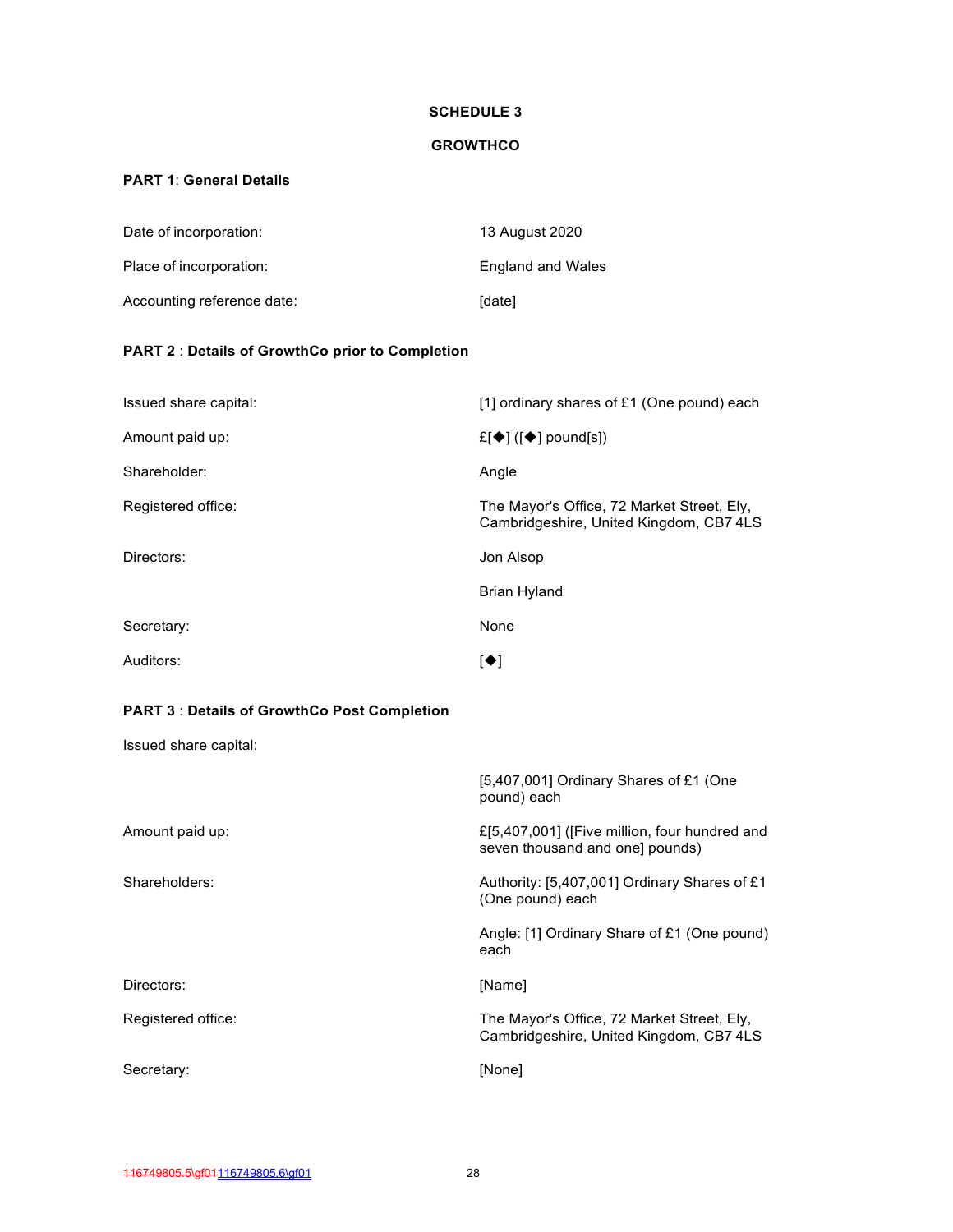# SCHEDULE 3

## GROWTHCO

**PART 1**: **General Details**

| | |
|---|---|
| Date of incorporation: | 13 August 2020 |
| Place of incorporation: | England and Wales |
| Accounting reference date: | [date] |

**PART 2** : **Details of GrowthCo prior to Completion**

| | |
|---|---|
| Issued share capital: | [1] ordinary shares of £1 (One pound) each |
| Amount paid up: | £[◆] ([◆] pound[s]) |
| Shareholder: | Angle |
| Registered office: | The Mayor's Office, 72 Market Street, Ely, Cambridgeshire, United Kingdom, CB7 4LS |
| Directors: | Jon Alsop |
| | Brian Hyland |
| Secretary: | None |
| Auditors: | [◆] |

**PART 3** : **Details of GrowthCo Post Completion**

| | |
|---|---|
| Issued share capital: | |
| | [5,407,001] Ordinary Shares of £1 (One pound) each |
| Amount paid up: | £[5,407,001] ([Five million, four hundred and seven thousand and one] pounds) |
| Shareholders: | Authority: [5,407,001] Ordinary Shares of £1 (One pound) each |
| | Angle: [1] Ordinary Share of £1 (One pound) each |
| Directors: | [Name] |
| Registered office: | The Mayor's Office, 72 Market Street, Ely, Cambridgeshire, United Kingdom, CB7 4LS |
| Secretary: | [None] |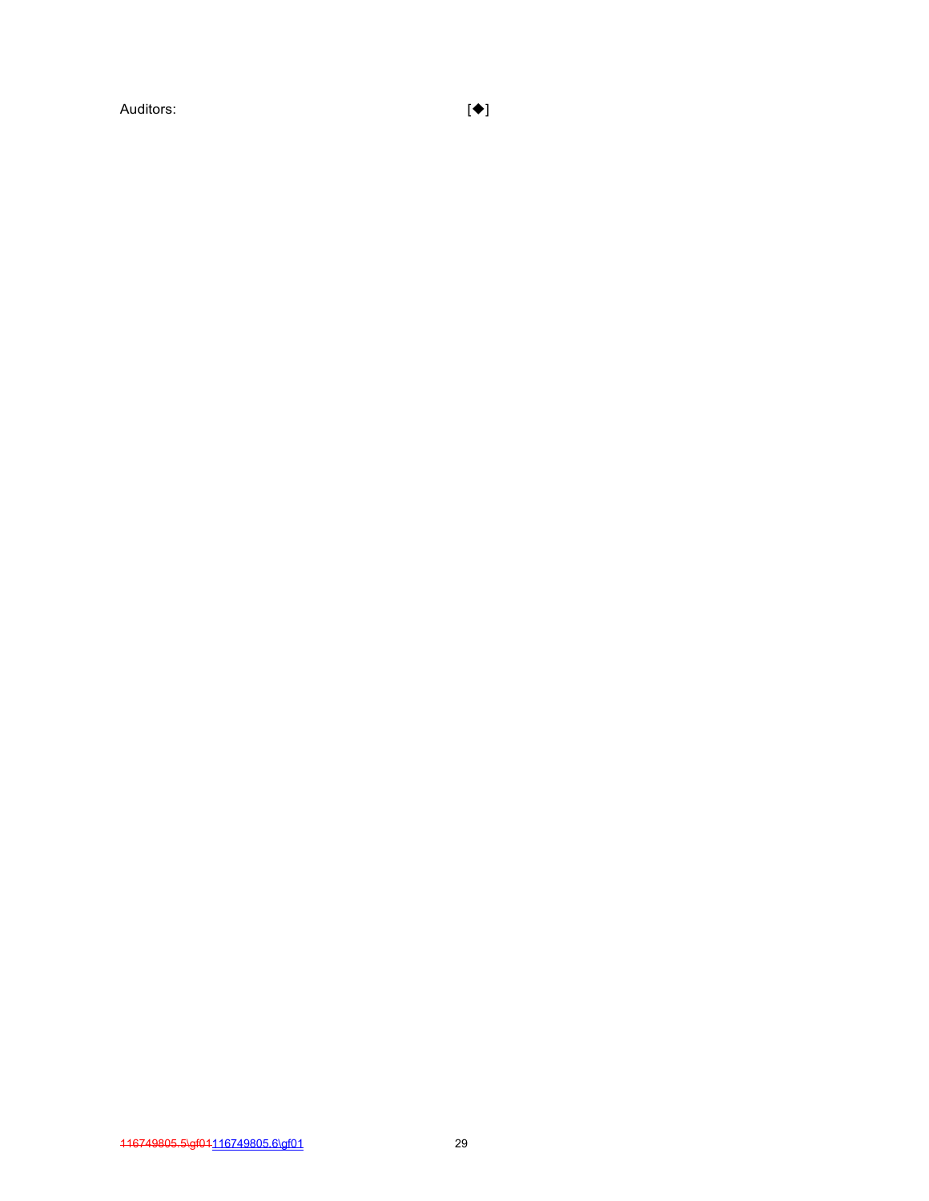Auditors: [◆]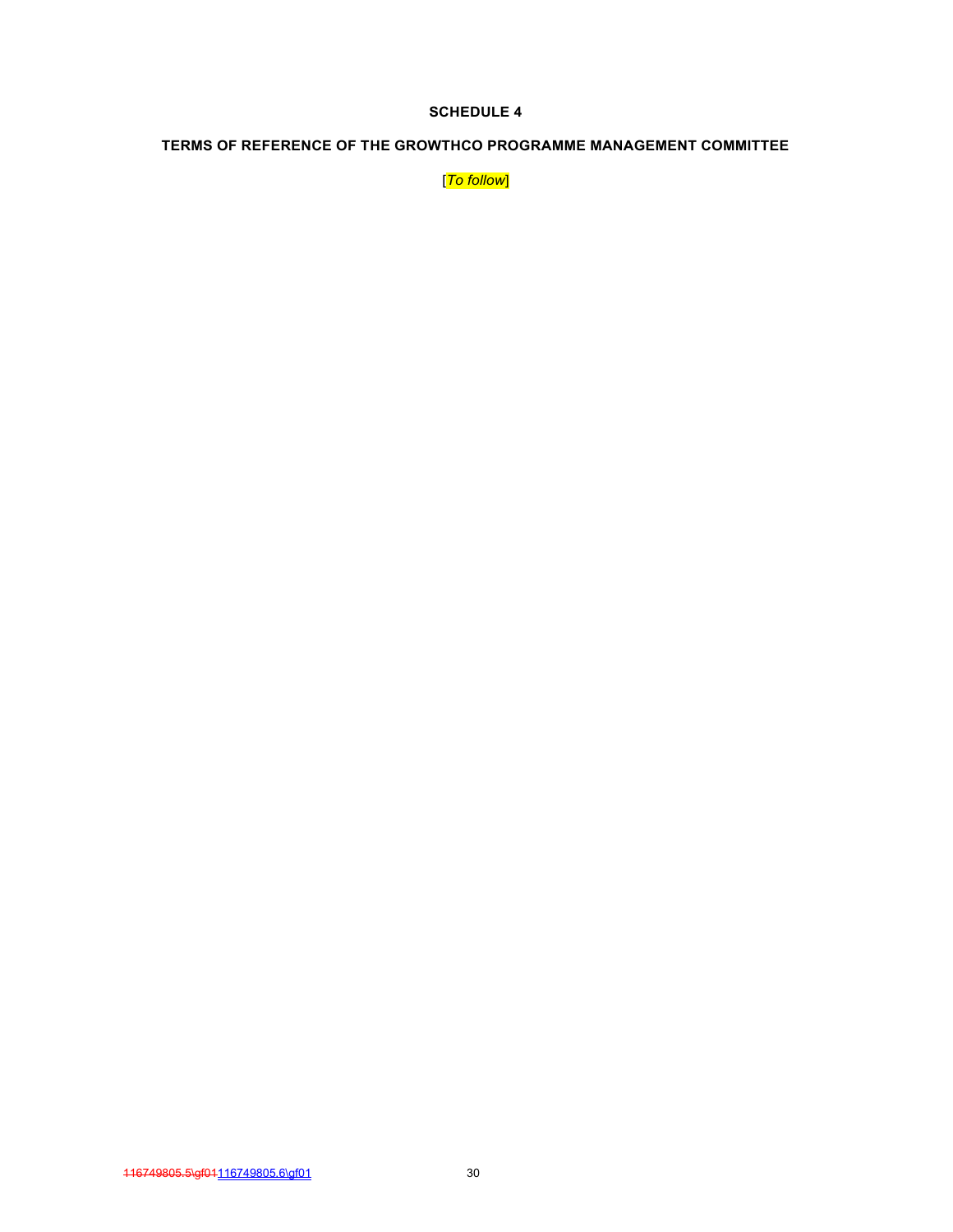# SCHEDULE 4

## TERMS OF REFERENCE OF THE GROWTHCO PROGRAMME MANAGEMENT COMMITTEE

[*To follow*]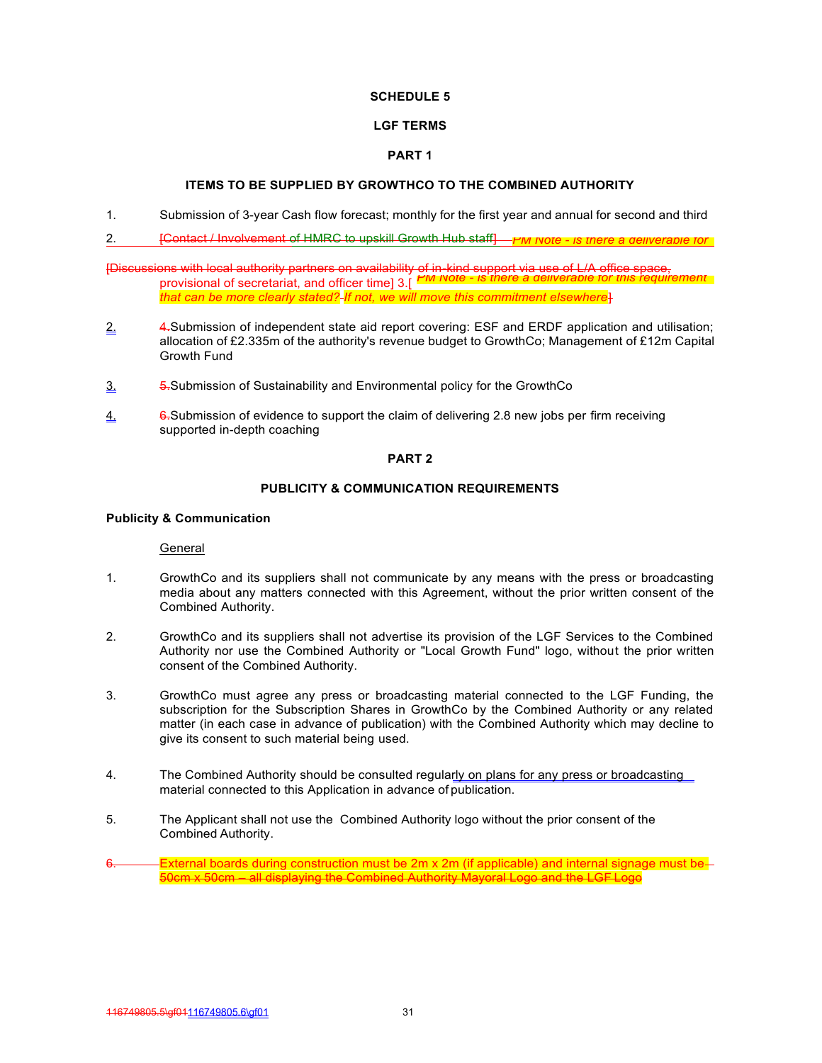**SCHEDULE 5**

**LGF TERMS**

**PART 1**

**ITEMS TO BE SUPPLIED BY GROWTHCO TO THE COMBINED AUTHORITY**

1. Submission of 3-year Cash flow forecast; monthly for the first year and annual for second and third

2. [Contact / Involvement of HMRC to upskill Growth Hub staff] PM Note - is there a deliverable for

[Discussions with local authority partners on availability of in-kind support via use of L/A office space, provisional of secretariat, and officer time] 3.[ PM Note - is there a deliverable for this requirement that can be more clearly stated? If not, we will move this commitment elsewhere]

2. 4.Submission of independent state aid report covering: ESF and ERDF application and utilisation; allocation of £2.335m of the authority's revenue budget to GrowthCo; Management of £12m Capital Growth Fund

3. 5.Submission of Sustainability and Environmental policy for the GrowthCo

4. 6.Submission of evidence to support the claim of delivering 2.8 new jobs per firm receiving supported in-depth coaching

**PART 2**

**PUBLICITY & COMMUNICATION REQUIREMENTS**

**Publicity & Communication**

General

1. GrowthCo and its suppliers shall not communicate by any means with the press or broadcasting media about any matters connected with this Agreement, without the prior written consent of the Combined Authority.

2. GrowthCo and its suppliers shall not advertise its provision of the LGF Services to the Combined Authority nor use the Combined Authority or "Local Growth Fund" logo, without the prior written consent of the Combined Authority.

3. GrowthCo must agree any press or broadcasting material connected to the LGF Funding, the subscription for the Subscription Shares in GrowthCo by the Combined Authority or any related matter (in each case in advance of publication) with the Combined Authority which may decline to give its consent to such material being used.

4. The Combined Authority should be consulted regularly on plans for any press or broadcasting material connected to this Application in advance of publication.

5. The Applicant shall not use the Combined Authority logo without the prior consent of the Combined Authority.

6. External boards during construction must be 2m x 2m (if applicable) and internal signage must be 50cm x 50cm – all displaying the Combined Authority Mayoral Logo and the LGF Logo

116749805.5\gf01116749805.6\gf01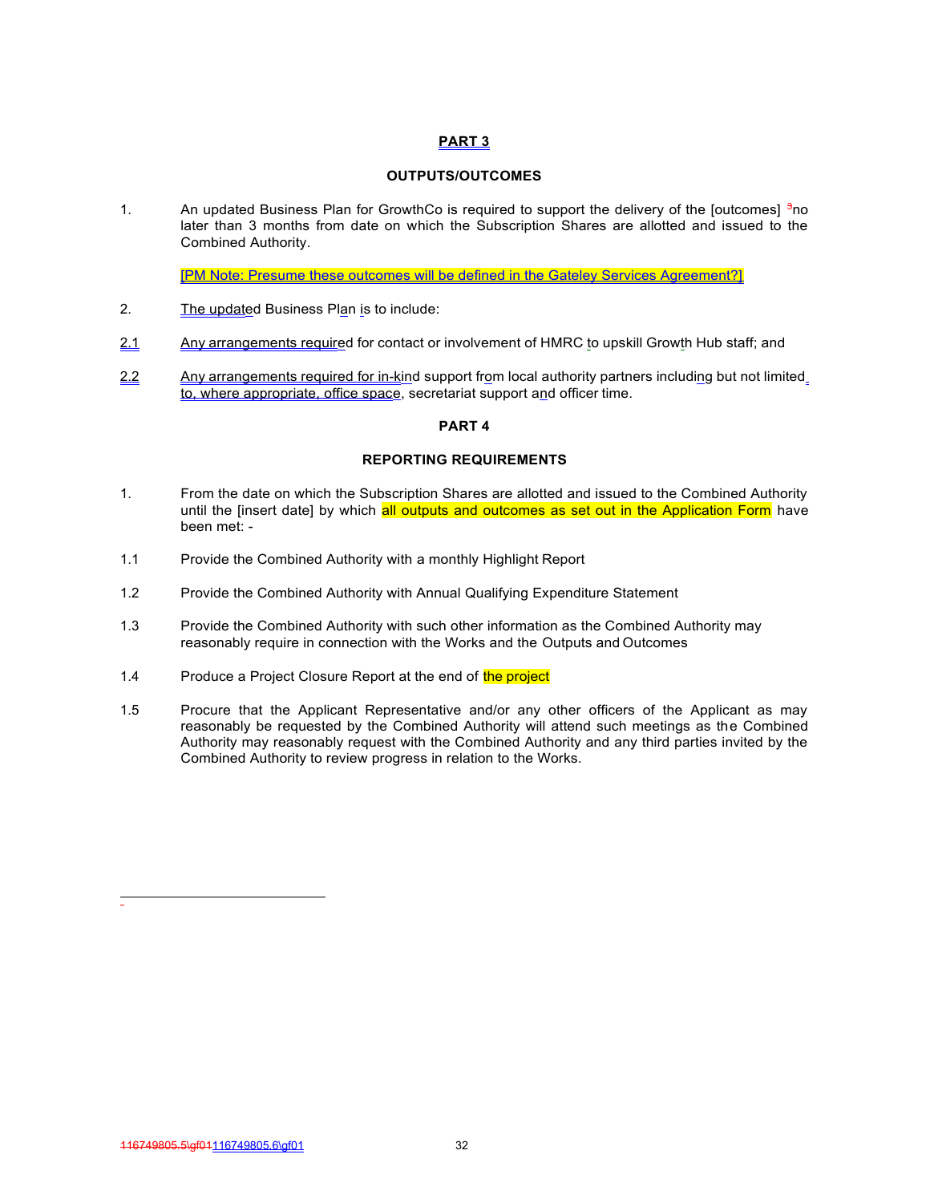## PART 3

### OUTPUTS/OUTCOMES

1. An updated Business Plan for GrowthCo is required to support the delivery of the [outcomes] [3]no later than 3 months from date on which the Subscription Shares are allotted and issued to the Combined Authority.

   [PM Note: Presume these outcomes will be defined in the Gateley Services Agreement?]

2. The updated Business Plan is to include:

2.1 Any arrangements required for contact or involvement of HMRC to upskill Growth Hub staff; and

2.2 Any arrangements required for in-kind support from local authority partners including but not limited to, where appropriate, office space, secretariat support and officer time.

## PART 4

### REPORTING REQUIREMENTS

1. From the date on which the Subscription Shares are allotted and issued to the Combined Authority until the [insert date] by which all outputs and outcomes as set out in the Application Form have been met: -

1.1 Provide the Combined Authority with a monthly Highlight Report

1.2 Provide the Combined Authority with Annual Qualifying Expenditure Statement

1.3 Provide the Combined Authority with such other information as the Combined Authority may reasonably require in connection with the Works and the Outputs and Outcomes

1.4 Produce a Project Closure Report at the end of the project

1.5 Procure that the Applicant Representative and/or any other officers of the Applicant as may reasonably be requested by the Combined Authority will attend such meetings as the Combined Authority may reasonably request with the Combined Authority and any third parties invited by the Combined Authority to review progress in relation to the Works.

116749805.5\gf01116749805.6\gf01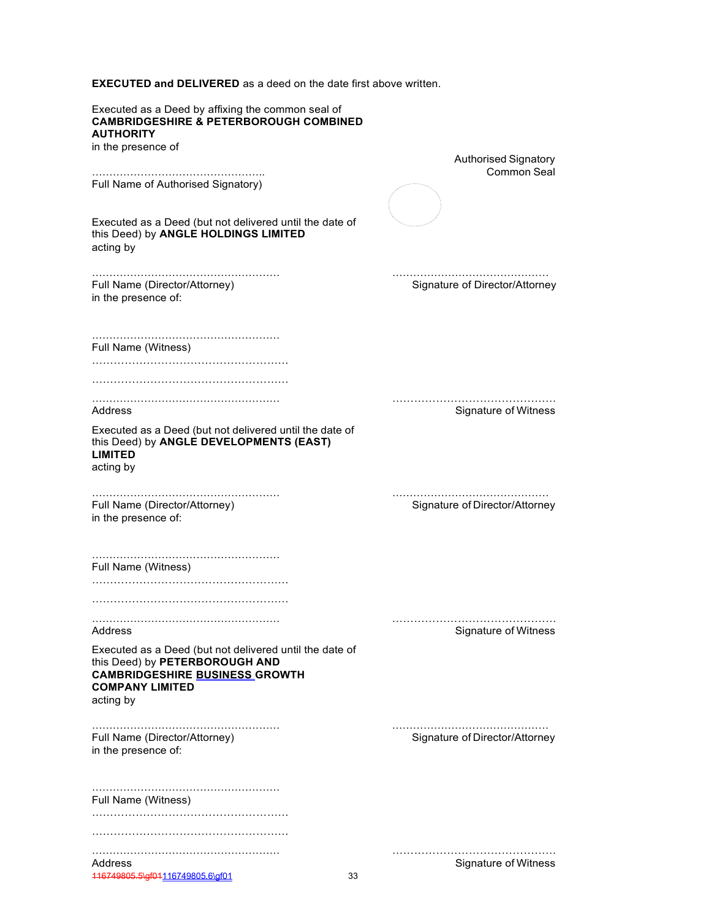**EXECUTED and DELIVERED** as a deed on the date first above written.

Executed as a Deed by affixing the common seal of **CAMBRIDGESHIRE & PETERBOROUGH COMBINED AUTHORITY** in the presence of

Authorised Signatory
Common Seal

…………………………………………..
Full Name of Authorised Signatory)

Executed as a Deed (but not delivered until the date of this Deed) by **ANGLE HOLDINGS LIMITED** acting by

……………………………………………… ……………………………………..
Full Name (Director/Attorney) Signature of Director/Attorney
in the presence of:

………………………………………………
Full Name (Witness)
………………………………………………
………………………………………………
……………………………………………… ……………………………………..
Address Signature of Witness

Executed as a Deed (but not delivered until the date of this Deed) by **ANGLE DEVELOPMENTS (EAST) LIMITED** acting by

……………………………………………… ……………………………………..
Full Name (Director/Attorney) Signature of Director/Attorney
in the presence of:

………………………………………………
Full Name (Witness)
………………………………………………
………………………………………………
……………………………………………… ……………………………………..
Address Signature of Witness

Executed as a Deed (but not delivered until the date of this Deed) by **PETERBOROUGH AND CAMBRIDGESHIRE BUSINESS GROWTH COMPANY LIMITED** acting by

……………………………………………… ……………………………………..
Full Name (Director/Attorney) Signature of Director/Attorney
in the presence of:

………………………………………………
Full Name (Witness)
………………………………………………
………………………………………………
……………………………………………… ……………………………………..
Address Signature of Witness

~~116749805.5\gf01~~116749805.6\gf01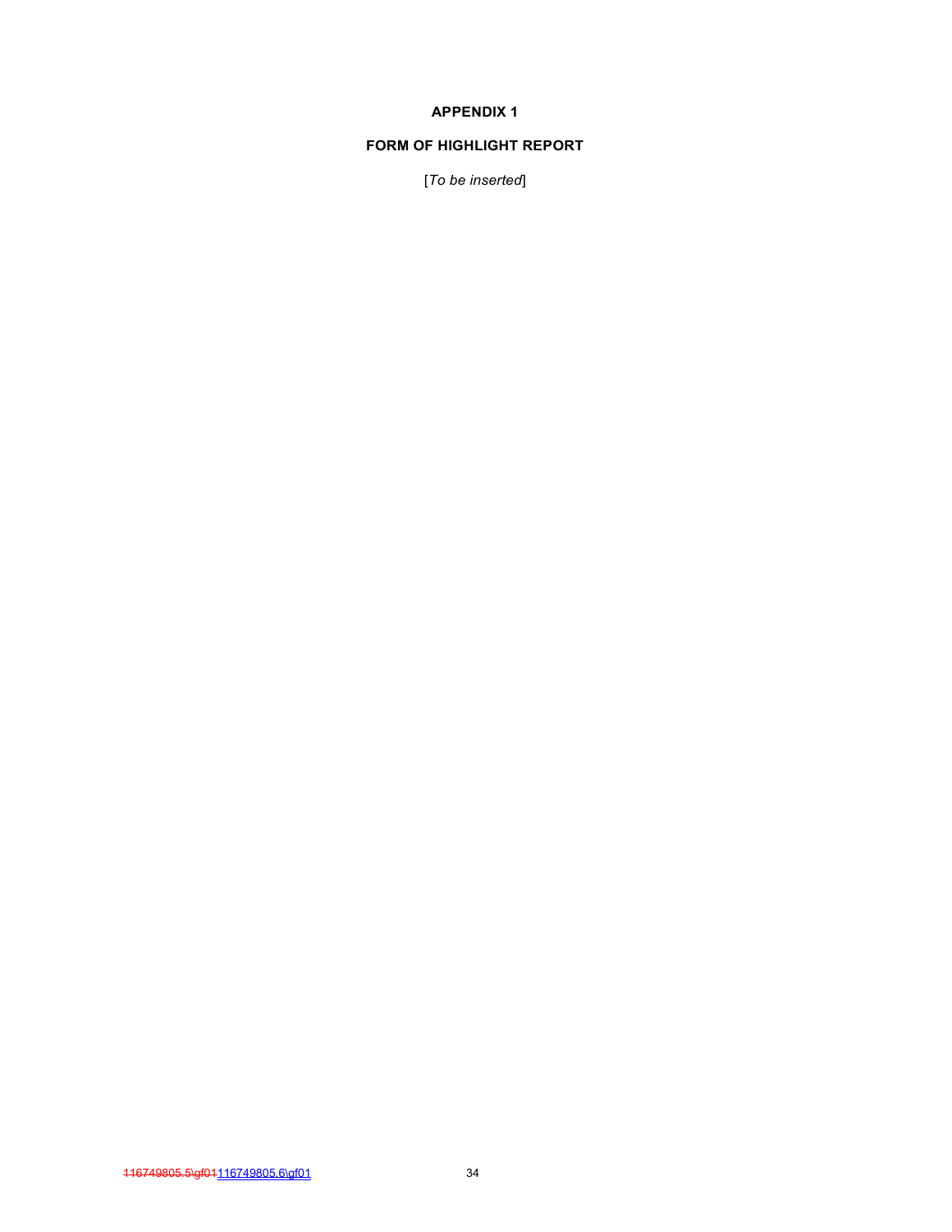# APPENDIX 1

## FORM OF HIGHLIGHT REPORT

[*To be inserted*]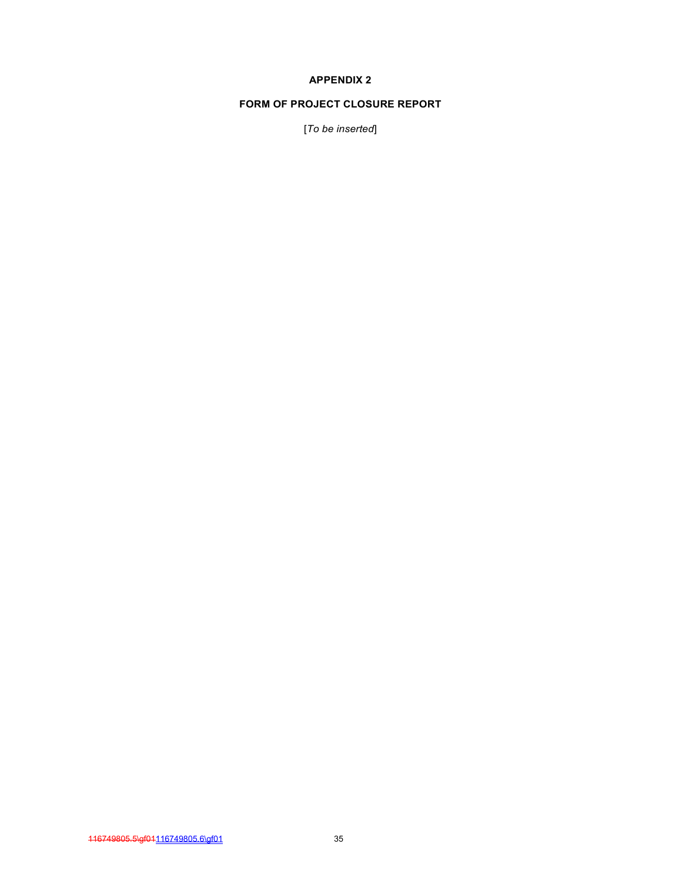# APPENDIX 2

## FORM OF PROJECT CLOSURE REPORT

[*To be inserted*]